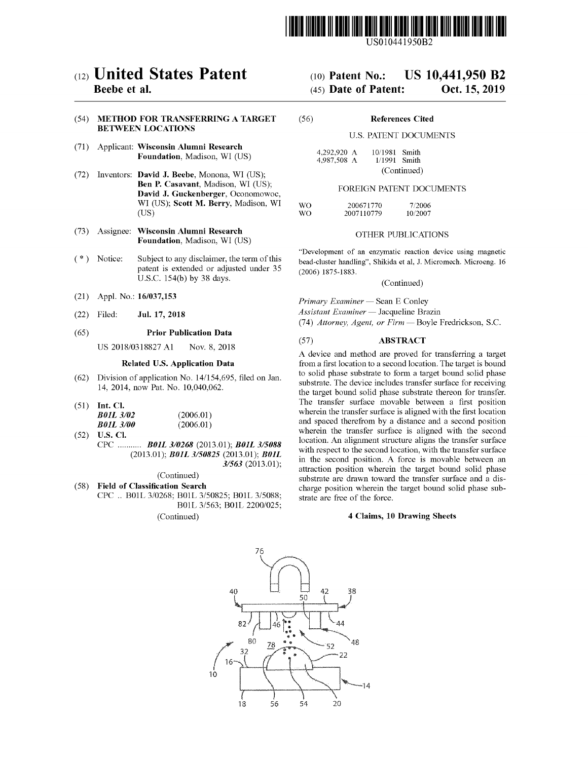US010441950B2

# (12) United States Patent
**Beebe et al.**

(10) **Patent No.: US 10,441,950 B2**

(45) **Date of Patent: Oct. 15, 2019**

(54) **METHOD FOR TRANSFERRING A TARGET BETWEEN LOCATIONS**

(71) Applicant: **Wisconsin Alumni Research Foundation**, Madison, WI (US)

(72) Inventors: **David J. Beebe**, Monona, WI (US); **Ben P. Casavant**, Madison, WI (US); **David J. Guckenberger**, Oconomowoc, WI (US); **Scott M. Berry**, Madison, WI (US)

(73) Assignee: **Wisconsin Alumni Research Foundation**, Madison, WI (US)

(*) Notice: Subject to any disclaimer, the term of this patent is extended or adjusted under 35 U.S.C. 154(b) by 38 days.

(21) Appl. No.: **16/037,153**

(22) Filed: **Jul. 17, 2018**

(65) **Prior Publication Data**

US 2018/0318827 A1 Nov. 8, 2018

**Related U.S. Application Data**

(62) Division of application No. 14/154,695, filed on Jan. 14, 2014, now Pat. No. 10,040,062.

(51) **Int. Cl.**
***B01L 3/02*** (2006.01)
***B01L 3/00*** (2006.01)

(52) **U.S. Cl.**
CPC ........... ***B01L 3/0268*** (2013.01); ***B01L 3/5088*** (2013.01); ***B01L 3/50825*** (2013.01); ***B01L 3/563*** (2013.01);
(Continued)

(58) **Field of Classification Search**
CPC .. B01L 3/0268; B01L 3/50825; B01L 3/5088; B01L 3/563; B01L 2200/025;
(Continued)

(56) **References Cited**

U.S. PATENT DOCUMENTS

4,292,920 A 10/1981 Smith
4,987,508 A 1/1991 Smith
(Continued)

FOREIGN PATENT DOCUMENTS

WO 200671770 7/2006
WO 2007110779 10/2007

OTHER PUBLICATIONS

"Development of an enzymatic reaction device using magnetic bead-cluster handling", Shikida et al, J. Micromech. Microeng. 16 (2006) 1875-1883.
(Continued)

*Primary Examiner* — Sean E Conley
*Assistant Examiner* — Jacqueline Brazin
(74) *Attorney, Agent, or Firm* — Boyle Fredrickson, S.C.

(57) **ABSTRACT**

A device and method are proved for transferring a target from a first location to a second location. The target is bound to solid phase substrate to form a target bound solid phase substrate. The device includes transfer surface for receiving the target bound solid phase substrate thereon for transfer. The transfer surface movable between a first position wherein the transfer surface is aligned with the first location and spaced therefrom by a distance and a second position wherein the transfer surface is aligned with the second location. An alignment structure aligns the transfer surface with respect to the second location, with the transfer surface in the second position. A force is movable between an attraction position wherein the target bound solid phase substrate are drawn toward the transfer surface and a discharge position wherein the target bound solid phase substrate are free of the force.

**4 Claims, 10 Drawing Sheets**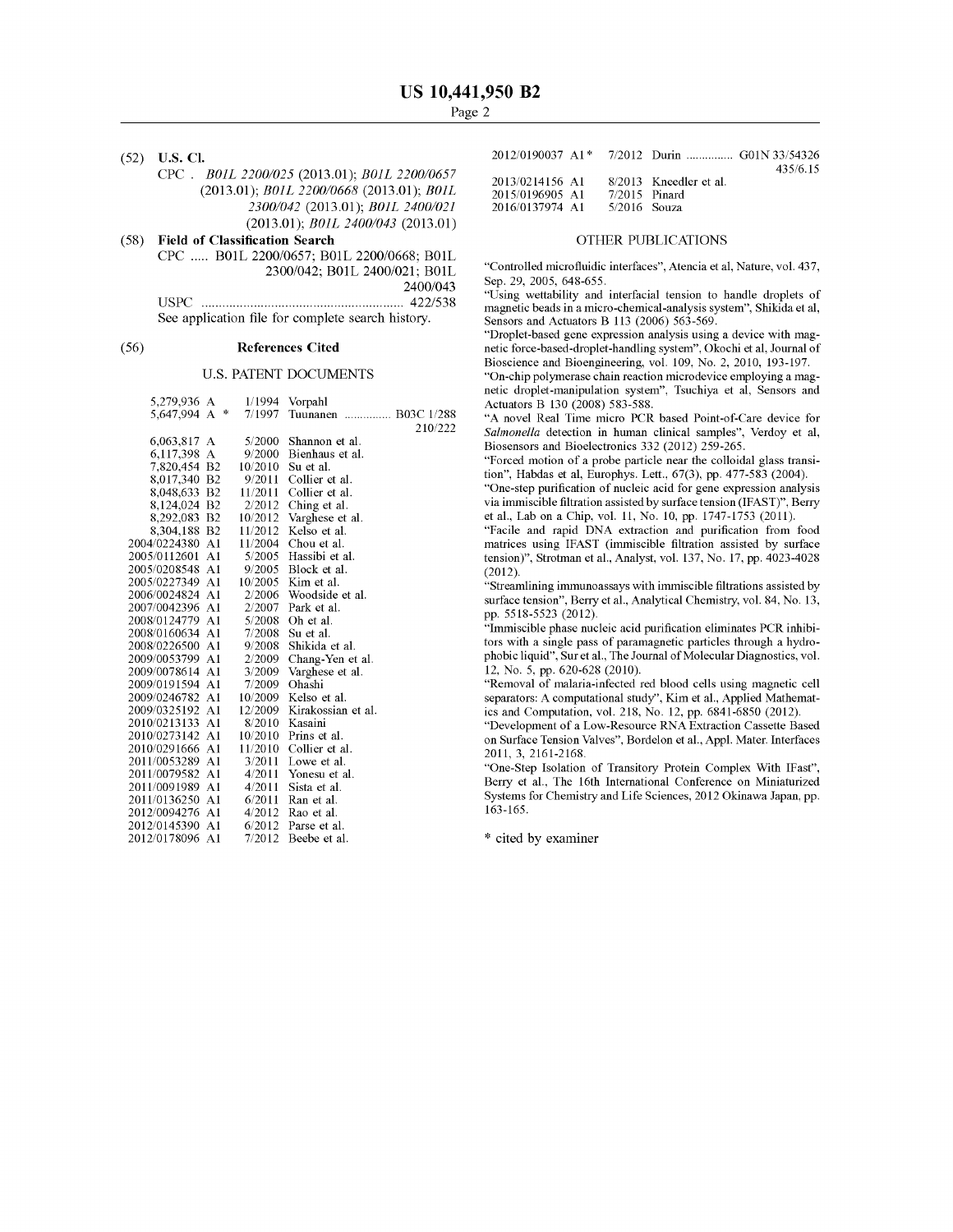**US 10,441,950 B2**

(52) **U.S. Cl.**

CPC . *B01L 2200/025* (2013.01); *B01L 2200/0657* (2013.01); *B01L 2200/0668* (2013.01); *B01L 2300/042* (2013.01); *B01L 2400/021* (2013.01); *B01L 2400/043* (2013.01)

(58) **Field of Classification Search**

CPC ..... B01L 2200/0657; B01L 2200/0668; B01L 2300/042; B01L 2400/021; B01L 2400/043

USPC .......................................................... 422/538

See application file for complete search history.

(56) **References Cited**

U.S. PATENT DOCUMENTS

| | | |
|---|---|---|
| 5,279,936 A | 1/1994 | Vorpahl |
| 5,647,994 A * | 7/1997 | Tuunanen ............... B03C 1/288 210/222 |
| 6,063,817 A | 5/2000 | Shannon et al. |
| 6,117,398 A | 9/2000 | Bienhaus et al. |
| 7,820,454 B2 | 10/2010 | Su et al. |
| 8,017,340 B2 | 9/2011 | Collier et al. |
| 8,048,633 B2 | 11/2011 | Collier et al. |
| 8,124,024 B2 | 2/2012 | Ching et al. |
| 8,292,083 B2 | 10/2012 | Varghese et al. |
| 8,304,188 B2 | 11/2012 | Kelso et al. |
| 2004/0224380 A1 | 11/2004 | Chou et al. |
| 2005/0112601 A1 | 5/2005 | Hassibi et al. |
| 2005/0208548 A1 | 9/2005 | Block et al. |
| 2005/0227349 A1 | 10/2005 | Kim et al. |
| 2006/0024824 A1 | 2/2006 | Woodside et al. |
| 2007/0042396 A1 | 2/2007 | Park et al. |
| 2008/0124779 A1 | 5/2008 | Oh et al. |
| 2008/0160634 A1 | 7/2008 | Su et al. |
| 2008/0226500 A1 | 9/2008 | Shikida et al. |
| 2009/0053799 A1 | 2/2009 | Chang-Yen et al. |
| 2009/0078614 A1 | 3/2009 | Varghese et al. |
| 2009/0191594 A1 | 7/2009 | Ohashi |
| 2009/0246782 A1 | 10/2009 | Kelso et al. |
| 2009/0325192 A1 | 12/2009 | Kirakossian et al. |
| 2010/0213133 A1 | 8/2010 | Kasaini |
| 2010/0273142 A1 | 10/2010 | Prins et al. |
| 2010/0291666 A1 | 11/2010 | Collier et al. |
| 2011/0053289 A1 | 3/2011 | Lowe et al. |
| 2011/0079582 A1 | 4/2011 | Yonesu et al. |
| 2011/0091989 A1 | 4/2011 | Sista et al. |
| 2011/0136250 A1 | 6/2011 | Ran et al. |
| 2012/0094276 A1 | 4/2012 | Rao et al. |
| 2012/0145390 A1 | 6/2012 | Parse et al. |
| 2012/0178096 A1 | 7/2012 | Beebe et al. |
| 2012/0190037 A1 * | 7/2012 | Durin ............... G01N 33/54326 435/6.15 |
| 2013/0214156 A1 | 8/2013 | Kneedler et al. |
| 2015/0196905 A1 | 7/2015 | Pinard |
| 2016/0137974 A1 | 5/2016 | Souza |

OTHER PUBLICATIONS

"Controlled microfluidic interfaces", Atencia et al, Nature, vol. 437, Sep. 29, 2005, 648-655.

"Using wettability and interfacial tension to handle droplets of magnetic beads in a micro-chemical-analysis system", Shikida et al, Sensors and Actuators B 113 (2006) 563-569.

"Droplet-based gene expression analysis using a device with magnetic force-based-droplet-handling system", Okochi et al, Journal of Bioscience and Bioengineering, vol. 109, No. 2, 2010, 193-197.

"On-chip polymerase chain reaction microdevice employing a magnetic droplet-manipulation system", Tsuchiya et al, Sensors and Actuators B 130 (2008) 583-588.

"A novel Real Time micro PCR based Point-of-Care device for *Salmonella* detection in human clinical samples", Verdoy et al, Biosensors and Bioelectronics 332 (2012) 259-265.

"Forced motion of a probe particle near the colloidal glass transition", Habdas et al, Europhys. Lett., 67(3), pp. 477-583 (2004).

"One-step purification of nucleic acid for gene expression analysis via immiscible filtration assisted by surface tension (IFAST)", Berry et al., Lab on a Chip, vol. 11, No. 10, pp. 1747-1753 (2011).

"Facile and rapid DNA extraction and purification from food matrices using IFAST (immiscible filtration assisted by surface tension)", Strotman et al., Analyst, vol. 137, No. 17, pp. 4023-4028 (2012).

"Streamlining immunoassays with immiscible filtrations assisted by surface tension", Berry et al., Analytical Chemistry, vol. 84, No. 13, pp. 5518-5523 (2012).

"Immiscible phase nucleic acid purification eliminates PCR inhibitors with a single pass of paramagnetic particles through a hydrophobic liquid", Sur et al., The Journal of Molecular Diagnostics, vol. 12, No. 5, pp. 620-628 (2010).

"Removal of malaria-infected red blood cells using magnetic cell separators: A computational study", Kim et al., Applied Mathematics and Computation, vol. 218, No. 12, pp. 6841-6850 (2012).

"Development of a Low-Resource RNA Extraction Cassette Based on Surface Tension Valves", Bordelon et al., Appl. Mater. Interfaces 2011, 3, 2161-2168.

"One-Step Isolation of Transitory Protein Complex With IFast", Berry et al., The 16th International Conference on Miniaturized Systems for Chemistry and Life Sciences, 2012 Okinawa Japan, pp. 163-165.

\* cited by examiner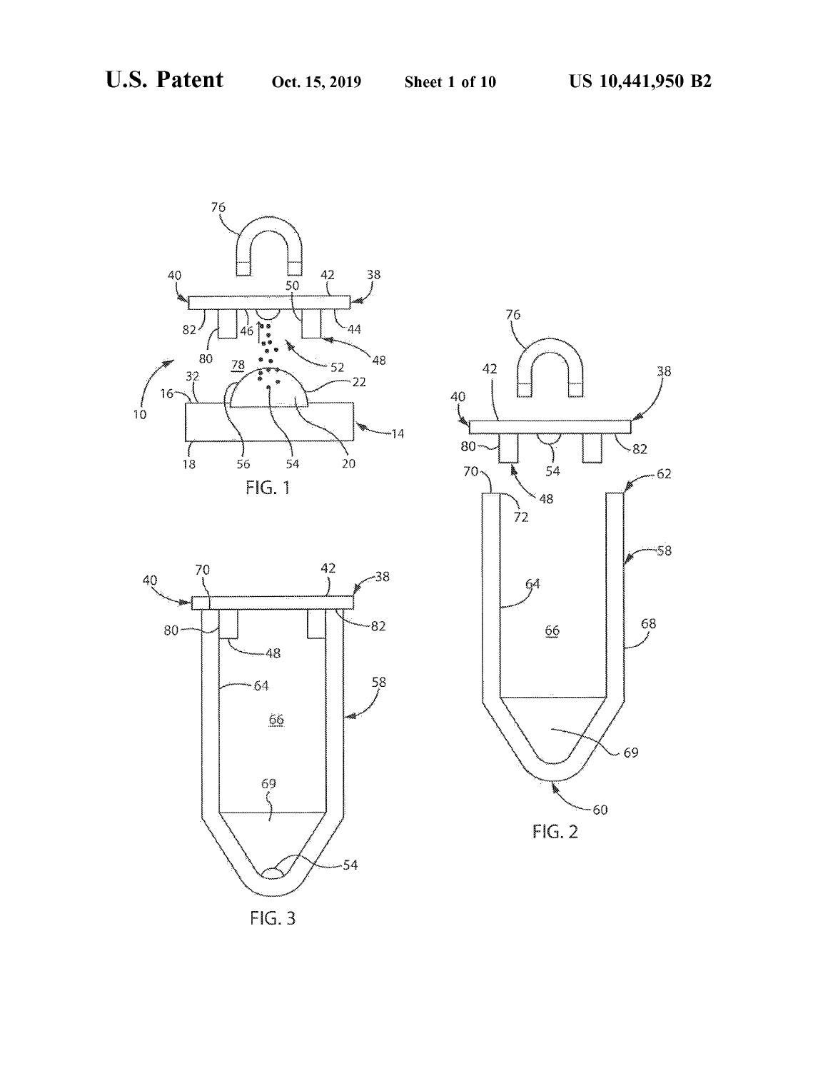FIG. 1

FIG. 2

FIG. 3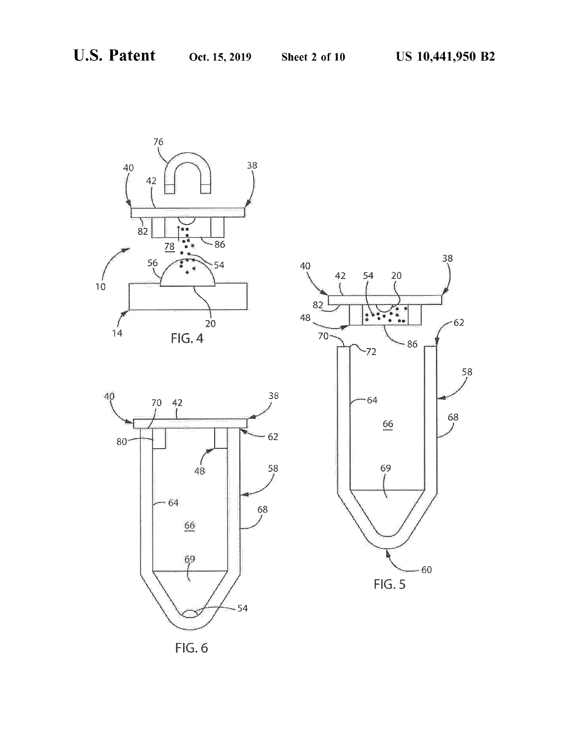FIG. 4

FIG. 5

FIG. 6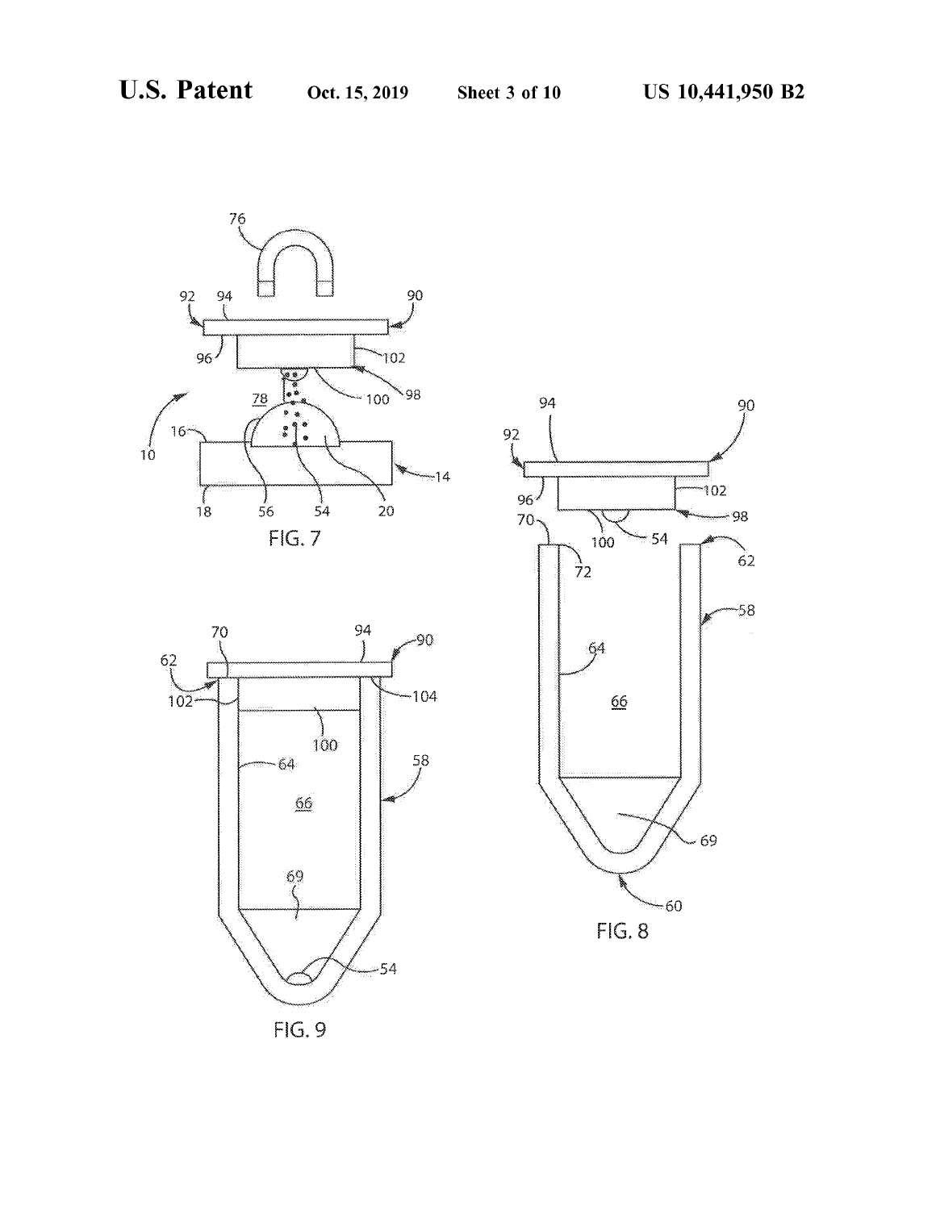FIG. 7

FIG. 8

FIG. 9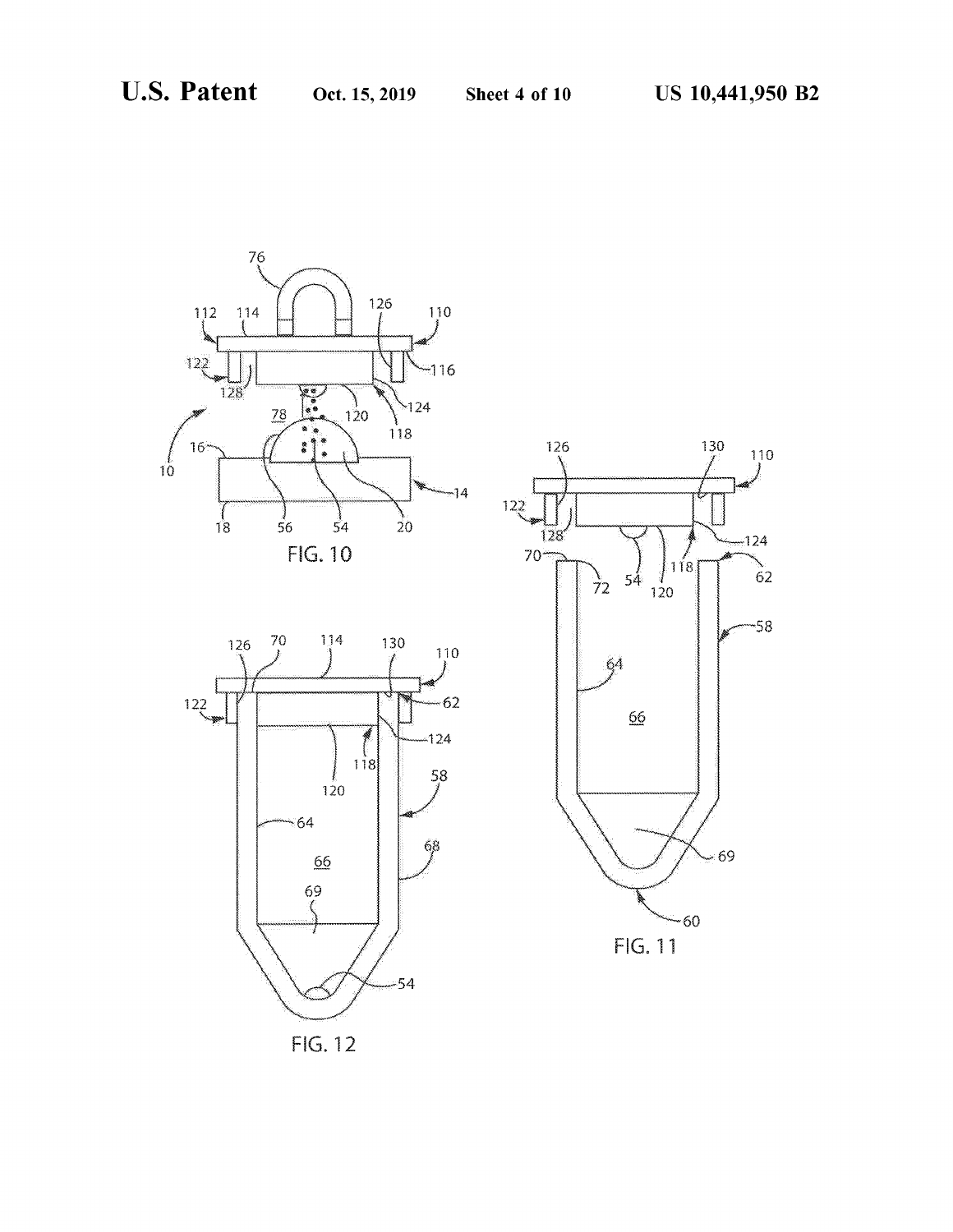FIG. 10

FIG. 11

FIG. 12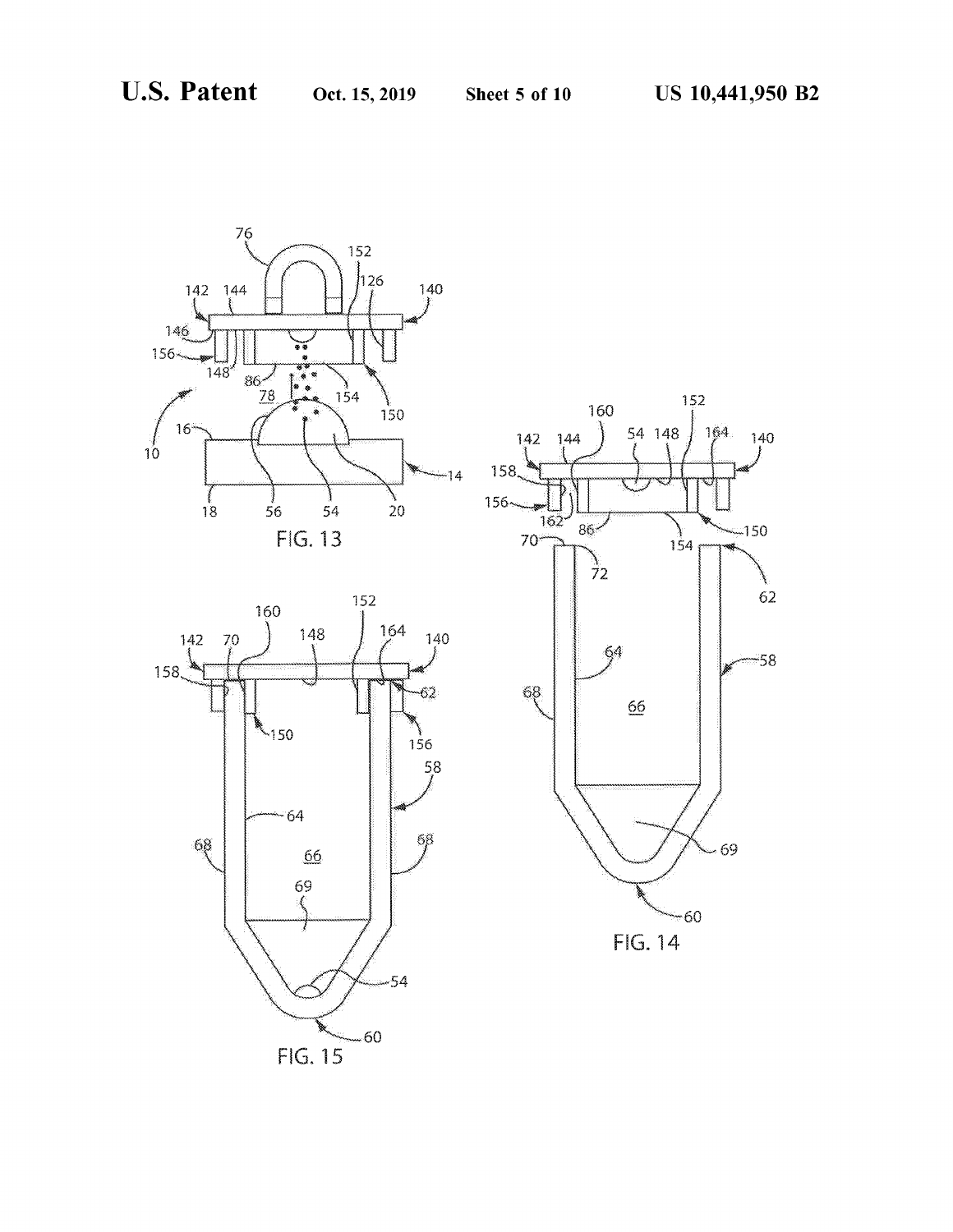FIG. 13

FIG. 14

FIG. 15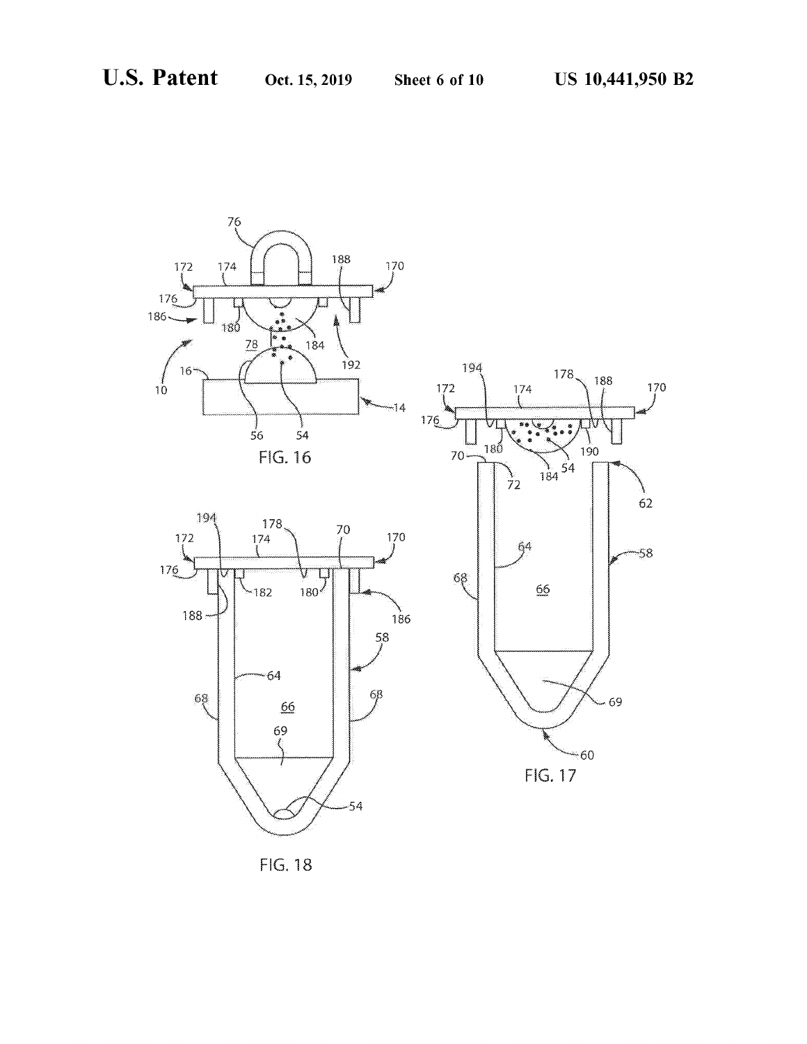FIG. 16

FIG. 17

FIG. 18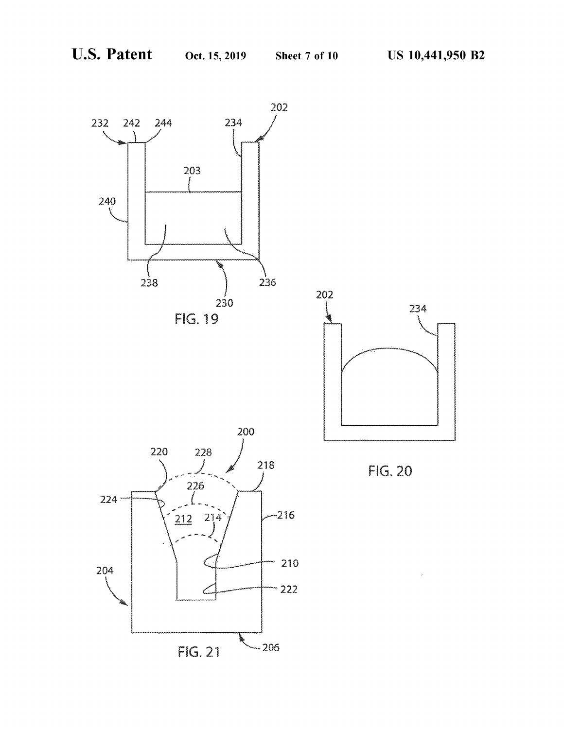FIG. 19

FIG. 20

FIG. 21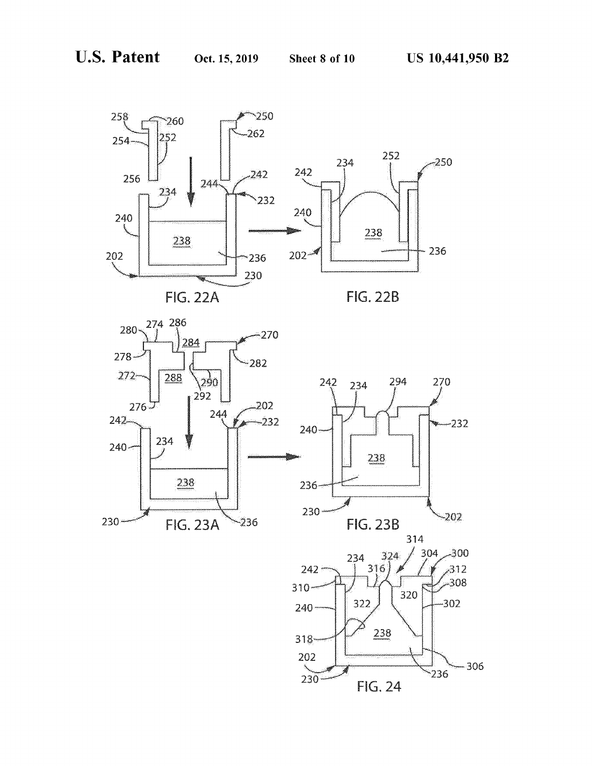FIG. 22A

FIG. 22B

FIG. 23A

FIG. 23B

FIG. 24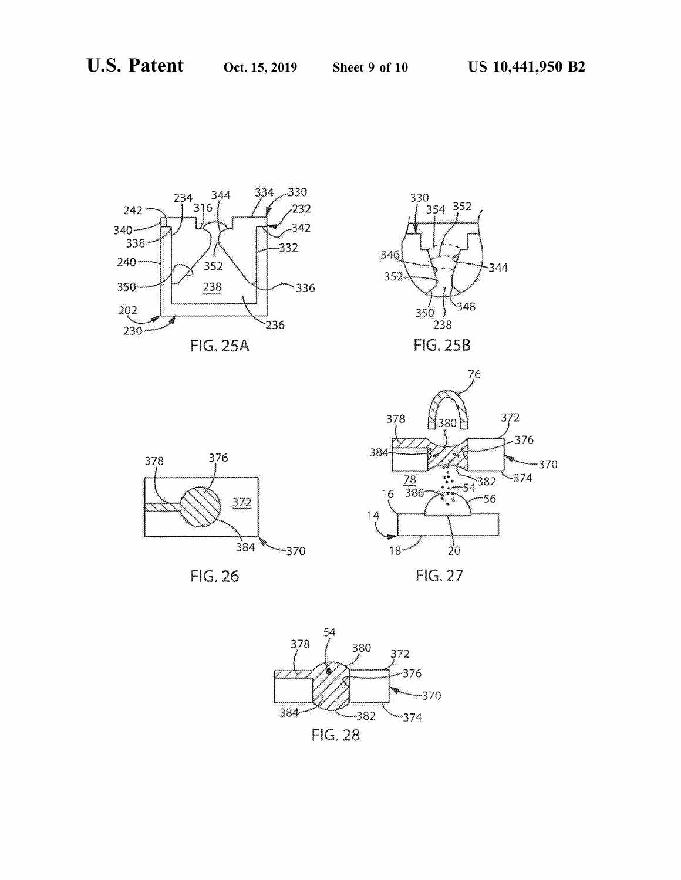FIG. 25A

FIG. 25B

FIG. 26

FIG. 27

FIG. 28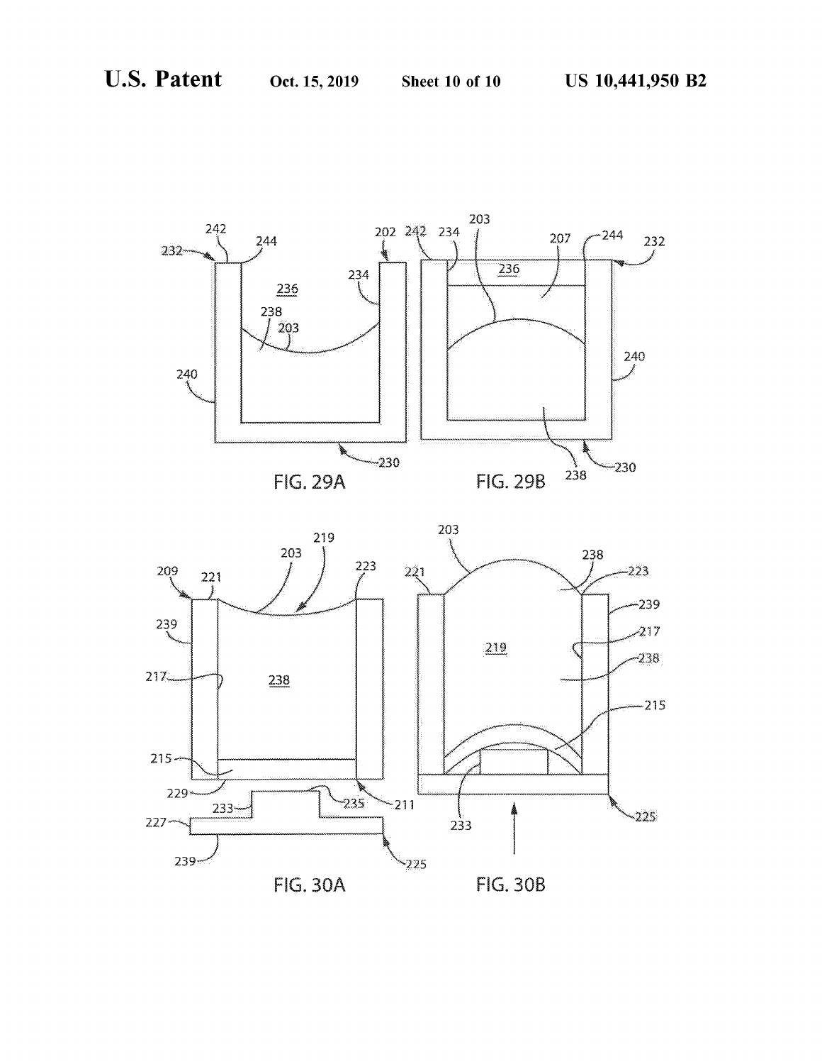FIG. 29A

FIG. 29B

FIG. 30A

FIG. 30B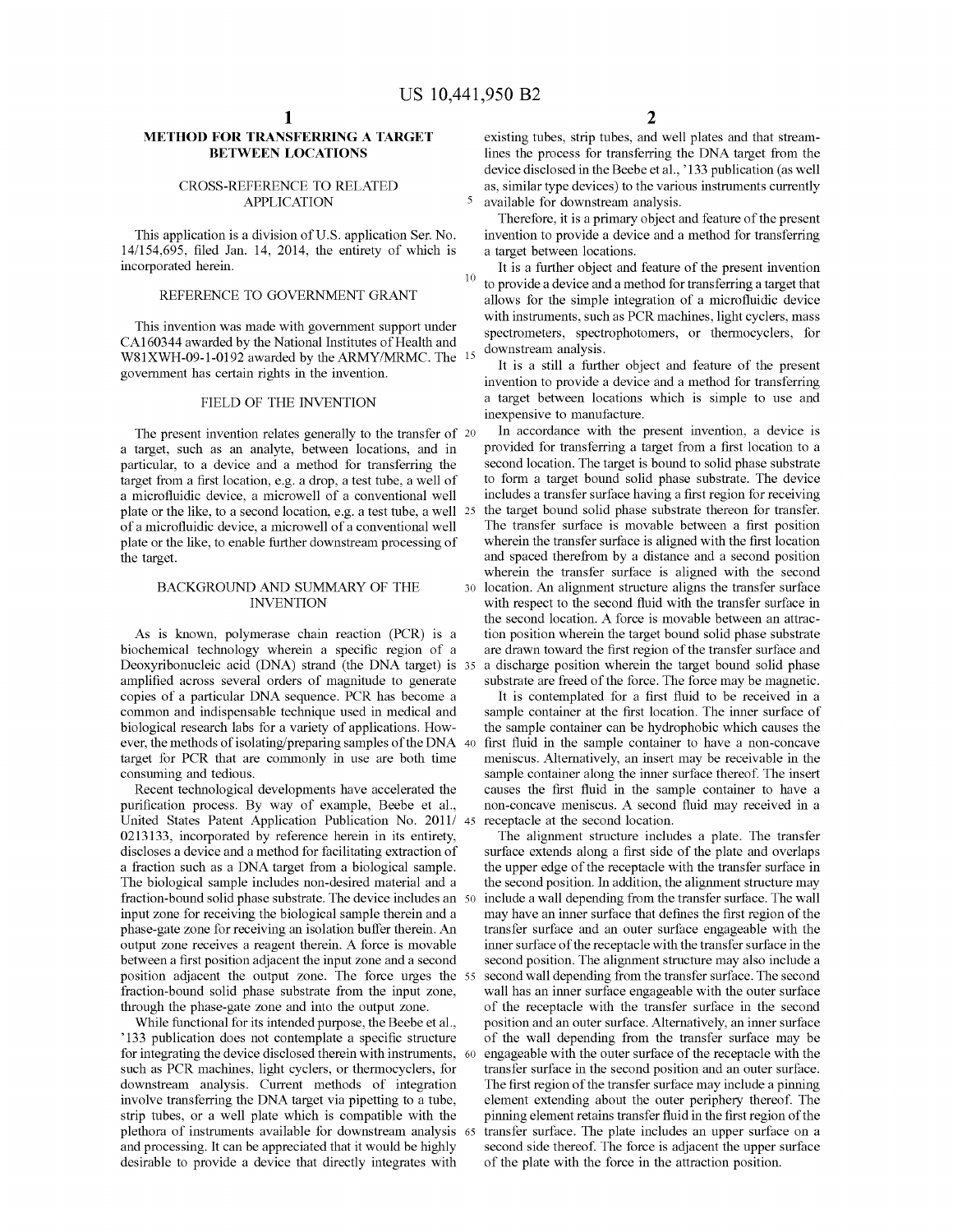# METHOD FOR TRANSFERRING A TARGET BETWEEN LOCATIONS

## CROSS-REFERENCE TO RELATED APPLICATION

This application is a division of U.S. application Ser. No. 14/154,695, filed Jan. 14, 2014, the entirety of which is incorporated herein.

## REFERENCE TO GOVERNMENT GRANT

This invention was made with government support under CA160344 awarded by the National Institutes of Health and W81XWH-09-1-0192 awarded by the ARMY/MRMC. The government has certain rights in the invention.

## FIELD OF THE INVENTION

The present invention relates generally to the transfer of a target, such as an analyte, between locations, and in particular, to a device and a method for transferring the target from a first location, e.g. a drop, a test tube, a well of a microfluidic device, a microwell of a conventional well plate or the like, to a second location, e.g. a test tube, a well of a microfluidic device, a microwell of a conventional well plate or the like, to enable further downstream processing of the target.

## BACKGROUND AND SUMMARY OF THE INVENTION

As is known, polymerase chain reaction (PCR) is a biochemical technology wherein a specific region of a Deoxyribonucleic acid (DNA) strand (the DNA target) is amplified across several orders of magnitude to generate copies of a particular DNA sequence. PCR has become a common and indispensable technique used in medical and biological research labs for a variety of applications. However, the methods of isolating/preparing samples of the DNA target for PCR that are commonly in use are both time consuming and tedious.

Recent technological developments have accelerated the purification process. By way of example, Beebe et al., United States Patent Application Publication No. 2011/0213133, incorporated by reference herein in its entirety, discloses a device and a method for facilitating extraction of a fraction such as a DNA target from a biological sample. The biological sample includes non-desired material and a fraction-bound solid phase substrate. The device includes an input zone for receiving the biological sample therein and a phase-gate zone for receiving an isolation buffer therein. An output zone receives a reagent therein. A force is movable between a first position adjacent the input zone and a second position adjacent the output zone. The force urges the fraction-bound solid phase substrate from the input zone, through the phase-gate zone and into the output zone.

While functional for its intended purpose, the Beebe et al., '133 publication does not contemplate a specific structure for integrating the device disclosed therein with instruments, such as PCR machines, light cyclers, or thermocyclers, for downstream analysis. Current methods of integration involve transferring the DNA target via pipetting to a tube, strip tubes, or a well plate which is compatible with the plethora of instruments available for downstream analysis and processing. It can be appreciated that it would be highly desirable to provide a device that directly integrates with existing tubes, strip tubes, and well plates and that streamlines the process for transferring the DNA target from the device disclosed in the Beebe et al., '133 publication (as well as, similar type devices) to the various instruments currently available for downstream analysis.

Therefore, it is a primary object and feature of the present invention to provide a device and a method for transferring a target between locations.

It is a further object and feature of the present invention to provide a device and a method for transferring a target that allows for the simple integration of a microfluidic device with instruments, such as PCR machines, light cyclers, mass spectrometers, spectrophotomers, or thermocyclers, for downstream analysis.

It is a still a further object and feature of the present invention to provide a device and a method for transferring a target between locations which is simple to use and inexpensive to manufacture.

In accordance with the present invention, a device is provided for transferring a target from a first location to a second location. The target is bound to solid phase substrate to form a target bound solid phase substrate. The device includes a transfer surface having a first region for receiving the target bound solid phase substrate thereon for transfer. The transfer surface is movable between a first position wherein the transfer surface is aligned with the first location and spaced therefrom by a distance and a second position wherein the transfer surface is aligned with the second location. An alignment structure aligns the transfer surface with respect to the second fluid with the transfer surface in the second location. A force is movable between an attraction position wherein the target bound solid phase substrate are drawn toward the first region of the transfer surface and a discharge position wherein the target bound solid phase substrate are freed of the force. The force may be magnetic.

It is contemplated for a first fluid to be received in a sample container at the first location. The inner surface of the sample container can be hydrophobic which causes the first fluid in the sample container to have a non-concave meniscus. Alternatively, an insert may be receivable in the sample container along the inner surface thereof. The insert causes the first fluid in the sample container to have a non-concave meniscus. A second fluid may received in a receptacle at the second location.

The alignment structure includes a plate. The transfer surface extends along a first side of the plate and overlaps the upper edge of the receptacle with the transfer surface in the second position. In addition, the alignment structure may include a wall depending from the transfer surface. The wall may have an inner surface that defines the first region of the transfer surface and an outer surface engageable with the inner surface of the receptacle with the transfer surface in the second position. The alignment structure may also include a second wall depending from the transfer surface. The second wall has an inner surface engageable with the outer surface of the receptacle with the transfer surface in the second position and an outer surface. Alternatively, an inner surface of the wall depending from the transfer surface may be engageable with the outer surface of the receptacle with the transfer surface in the second position and an outer surface. The first region of the transfer surface may include a pinning element extending about the outer periphery thereof. The pinning element retains transfer fluid in the first region of the transfer surface. The plate includes an upper surface on a second side thereof. The force is adjacent the upper surface of the plate with the force in the attraction position.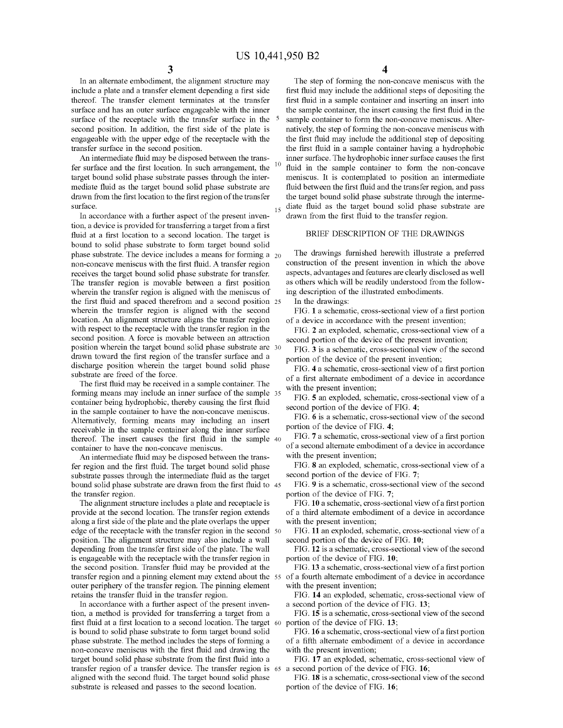In an alternate embodiment, the alignment structure may include a plate and a transfer element depending a first side thereof. The transfer element terminates at the transfer surface and has an outer surface engageable with the inner surface of the receptacle with the transfer surface in the second position. In addition, the first side of the plate is engageable with the upper edge of the receptacle with the transfer surface in the second position.

An intermediate fluid may be disposed between the transfer surface and the first location. In such arrangement, the target bound solid phase substrate passes through the intermediate fluid as the target bound solid phase substrate are drawn from the first location to the first region of the transfer surface.

In accordance with a further aspect of the present invention, a device is provided for transferring a target from a first fluid at a first location to a second location. The target is bound to solid phase substrate to form target bound solid phase substrate. The device includes a means for forming a non-concave meniscus with the first fluid. A transfer region receives the target bound solid phase substrate for transfer. The transfer region is movable between a first position wherein the transfer region is aligned with the meniscus of the first fluid and spaced therefrom and a second position wherein the transfer region is aligned with the second location. An alignment structure aligns the transfer region with respect to the receptacle with the transfer region in the second position. A force is movable between an attraction position wherein the target bound solid phase substrate are drawn toward the first region of the transfer surface and a discharge position wherein the target bound solid phase substrate are freed of the force.

The first fluid may be received in a sample container. The forming means may include an inner surface of the sample container being hydrophobic, thereby causing the first fluid in the sample container to have the non-concave meniscus. Alternatively, forming means may including an insert receivable in the sample container along the inner surface thereof. The insert causes the first fluid in the sample container to have the non-concave meniscus.

An intermediate fluid may be disposed between the transfer region and the first fluid. The target bound solid phase substrate passes through the intermediate fluid as the target bound solid phase substrate are drawn from the first fluid to the transfer region.

The alignment structure includes a plate and receptacle is provide at the second location. The transfer region extends along a first side of the plate and the plate overlaps the upper edge of the receptacle with the transfer region in the second position. The alignment structure may also include a wall depending from the transfer first side of the plate. The wall is engageable with the receptacle with the transfer region in the second position. Transfer fluid may be provided at the transfer region and a pinning element may extend about the outer periphery of the transfer region. The pinning element retains the transfer fluid in the transfer region.

In accordance with a further aspect of the present invention, a method is provided for transferring a target from a first fluid at a first location to a second location. The target is bound to solid phase substrate to form target bound solid phase substrate. The method includes the steps of forming a non-concave meniscus with the first fluid and drawing the target bound solid phase substrate from the first fluid into a transfer region of a transfer device. The transfer region is aligned with the second fluid. The target bound solid phase substrate is released and passes to the second location.

The step of forming the non-concave meniscus with the first fluid may include the additional steps of depositing the first fluid in a sample container and inserting an insert into the sample container, the insert causing the first fluid in the sample container to form the non-concave meniscus. Alternatively, the step of forming the non-concave meniscus with the first fluid may include the additional step of depositing the first fluid in a sample container having a hydrophobic inner surface. The hydrophobic inner surface causes the first fluid in the sample container to form the non-concave meniscus. It is contemplated to position an intermediate fluid between the first fluid and the transfer region, and pass the target bound solid phase substrate through the intermediate fluid as the target bound solid phase substrate are drawn from the first fluid to the transfer region.

## BRIEF DESCRIPTION OF THE DRAWINGS

The drawings furnished herewith illustrate a preferred construction of the present invention in which the above aspects, advantages and features are clearly disclosed as well as others which will be readily understood from the following description of the illustrated embodiments.

In the drawings:

FIG. **1** a schematic, cross-sectional view of a first portion of a device in accordance with the present invention;

FIG. **2** an exploded, schematic, cross-sectional view of a second portion of the device of the present invention;

FIG. **3** is a schematic, cross-sectional view of the second portion of the device of the present invention;

FIG. **4** a schematic, cross-sectional view of a first portion of a first alternate embodiment of a device in accordance with the present invention;

FIG. **5** an exploded, schematic, cross-sectional view of a second portion of the device of FIG. **4**;

FIG. **6** is a schematic, cross-sectional view of the second portion of the device of FIG. **4**;

FIG. **7** a schematic, cross-sectional view of a first portion of a second alternate embodiment of a device in accordance with the present invention;

FIG. **8** an exploded, schematic, cross-sectional view of a second portion of the device of FIG. **7**;

FIG. **9** is a schematic, cross-sectional view of the second portion of the device of FIG. **7**;

FIG. **10** a schematic, cross-sectional view of a first portion of a third alternate embodiment of a device in accordance with the present invention;

FIG. **11** an exploded, schematic, cross-sectional view of a second portion of the device of FIG. **10**;

FIG. **12** is a schematic, cross-sectional view of the second portion of the device of FIG. **10**;

FIG. **13** a schematic, cross-sectional view of a first portion of a fourth alternate embodiment of a device in accordance with the present invention;

FIG. **14** an exploded, schematic, cross-sectional view of a second portion of the device of FIG. **13**;

FIG. **15** is a schematic, cross-sectional view of the second portion of the device of FIG. **13**;

FIG. **16** a schematic, cross-sectional view of a first portion of a fifth alternate embodiment of a device in accordance with the present invention;

FIG. **17** an exploded, schematic, cross-sectional view of a second portion of the device of FIG. **16**;

FIG. **18** is a schematic, cross-sectional view of the second portion of the device of FIG. **16**;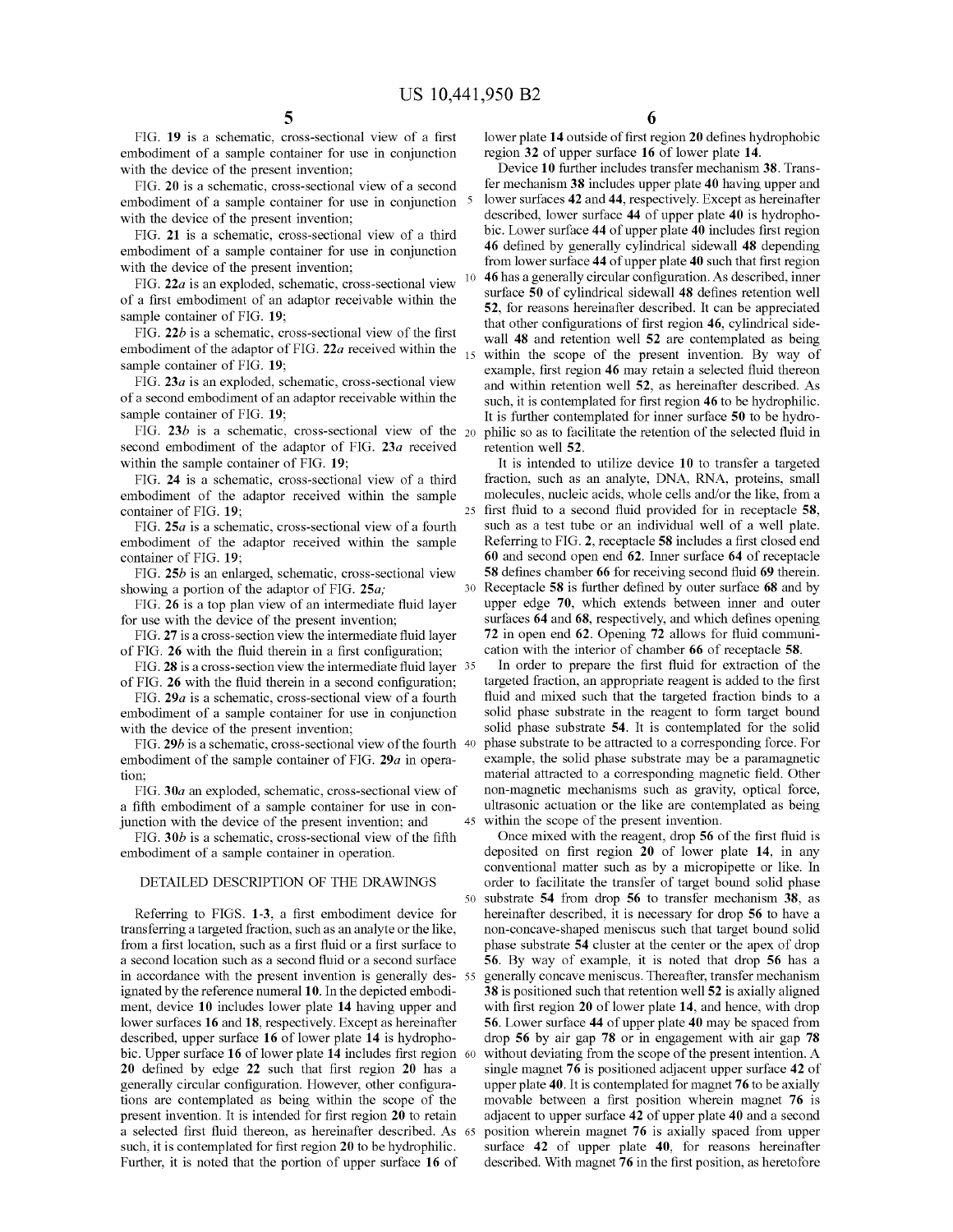FIG. **19** is a schematic, cross-sectional view of a first embodiment of a sample container for use in conjunction with the device of the present invention;

FIG. **20** is a schematic, cross-sectional view of a second embodiment of a sample container for use in conjunction with the device of the present invention;

FIG. **21** is a schematic, cross-sectional view of a third embodiment of a sample container for use in conjunction with the device of the present invention;

FIG. **22a** is an exploded, schematic, cross-sectional view of a first embodiment of an adaptor receivable within the sample container of FIG. **19**;

FIG. **22b** is a schematic, cross-sectional view of the first embodiment of the adaptor of FIG. **22a** received within the sample container of FIG. **19**;

FIG. **23a** is an exploded, schematic, cross-sectional view of a second embodiment of an adaptor receivable within the sample container of FIG. **19**;

FIG. **23b** is a schematic, cross-sectional view of the second embodiment of the adaptor of FIG. **23a** received within the sample container of FIG. **19**;

FIG. **24** is a schematic, cross-sectional view of a third embodiment of the adaptor received within the sample container of FIG. **19**;

FIG. **25a** is a schematic, cross-sectional view of a fourth embodiment of the adaptor received within the sample container of FIG. **19**;

FIG. **25b** is an enlarged, schematic, cross-sectional view showing a portion of the adaptor of FIG. **25a**;

FIG. **26** is a top plan view of an intermediate fluid layer for use with the device of the present invention;

FIG. **27** is a cross-section view the intermediate fluid layer of FIG. **26** with the fluid therein in a first configuration;

FIG. **28** is a cross-section view the intermediate fluid layer of FIG. **26** with the fluid therein in a second configuration;

FIG. **29a** is a schematic, cross-sectional view of a fourth embodiment of a sample container for use in conjunction with the device of the present invention;

FIG. **29b** is a schematic, cross-sectional view of the fourth embodiment of the sample container of FIG. **29a** in operation;

FIG. **30a** an exploded, schematic, cross-sectional view of a fifth embodiment of a sample container for use in conjunction with the device of the present invention; and

FIG. **30b** is a schematic, cross-sectional view of the fifth embodiment of a sample container in operation.

## DETAILED DESCRIPTION OF THE DRAWINGS

Referring to FIGS. **1-3**, a first embodiment device for transferring a targeted fraction, such as an analyte or the like, from a first location, such as a first fluid or a first surface to a second location such as a second fluid or a second surface in accordance with the present invention is generally designated by the reference numeral **10**. In the depicted embodiment, device **10** includes lower plate **14** having upper and lower surfaces **16** and **18**, respectively. Except as hereinafter described, upper surface **16** of lower plate **14** is hydrophobic. Upper surface **16** of lower plate **14** includes first region **20** defined by edge **22** such that first region **20** has a generally circular configuration. However, other configurations are contemplated as being within the scope of the present invention. It is intended for first region **20** to retain a selected first fluid thereon, as hereinafter described. As such, it is contemplated for first region **20** to be hydrophilic. Further, it is noted that the portion of upper surface **16** of lower plate **14** outside of first region **20** defines hydrophobic region **32** of upper surface **16** of lower plate **14**.

Device **10** further includes transfer mechanism **38**. Transfer mechanism **38** includes upper plate **40** having upper and lower surfaces **42** and **44**, respectively. Except as hereinafter described, lower surface **44** of upper plate **40** is hydrophobic. Lower surface **44** of upper plate **40** includes first region **46** defined by generally cylindrical sidewall **48** depending from lower surface **44** of upper plate **40** such that first region **46** has a generally circular configuration. As described, inner surface **50** of cylindrical sidewall **48** defines retention well **52**, for reasons hereinafter described. It can be appreciated that other configurations of first region **46**, cylindrical sidewall **48** and retention well **52** are contemplated as being within the scope of the present invention. By way of example, first region **46** may retain a selected fluid thereon and within retention well **52**, as hereinafter described. As such, it is contemplated for first region **46** to be hydrophilic. It is further contemplated for inner surface **50** to be hydrophilic so as to facilitate the retention of the selected fluid in retention well **52**.

It is intended to utilize device **10** to transfer a targeted fraction, such as an analyte, DNA, RNA, proteins, small molecules, nucleic acids, whole cells and/or the like, from a first fluid to a second fluid provided for in receptacle **58**, such as a test tube or an individual well of a well plate. Referring to FIG. **2**, receptacle **58** includes a first closed end **60** and second open end **62**. Inner surface **64** of receptacle **58** defines chamber **66** for receiving second fluid **69** therein. Receptacle **58** is further defined by outer surface **68** and by upper edge **70**, which extends between inner and outer surfaces **64** and **68**, respectively, and which defines opening **72** in open end **62**. Opening **72** allows for fluid communication with the interior of chamber **66** of receptacle **58**.

In order to prepare the first fluid for extraction of the targeted fraction, an appropriate reagent is added to the first fluid and mixed such that the targeted fraction binds to a solid phase substrate in the reagent to form target bound solid phase substrate **54**. It is contemplated for the solid phase substrate to be attracted to a corresponding force. For example, the solid phase substrate may be a paramagnetic material attracted to a corresponding magnetic field. Other non-magnetic mechanisms such as gravity, optical force, ultrasonic actuation or the like are contemplated as being within the scope of the present invention.

Once mixed with the reagent, drop **56** of the first fluid is deposited on first region **20** of lower plate **14**, in any conventional matter such as by a micropipette or like. In order to facilitate the transfer of target bound solid phase substrate **54** from drop **56** to transfer mechanism **38**, as hereinafter described, it is necessary for drop **56** to have a non-concave-shaped meniscus such that target bound solid phase substrate **54** cluster at the center or the apex of drop **56**. By way of example, it is noted that drop **56** has a generally concave meniscus. Thereafter, transfer mechanism **38** is positioned such that retention well **52** is axially aligned with first region **20** of lower plate **14**, and hence, with drop **56**. Lower surface **44** of upper plate **40** may be spaced from drop **56** by air gap **78** or in engagement with air gap **78** without deviating from the scope of the present intention. A single magnet **76** is positioned adjacent upper surface **42** of upper plate **40**. It is contemplated for magnet **76** to be axially movable between a first position wherein magnet **76** is adjacent to upper surface **42** of upper plate **40** and a second position wherein magnet **76** is axially spaced from upper surface **42** of upper plate **40**, for reasons hereinafter described. With magnet **76** in the first position, as heretofore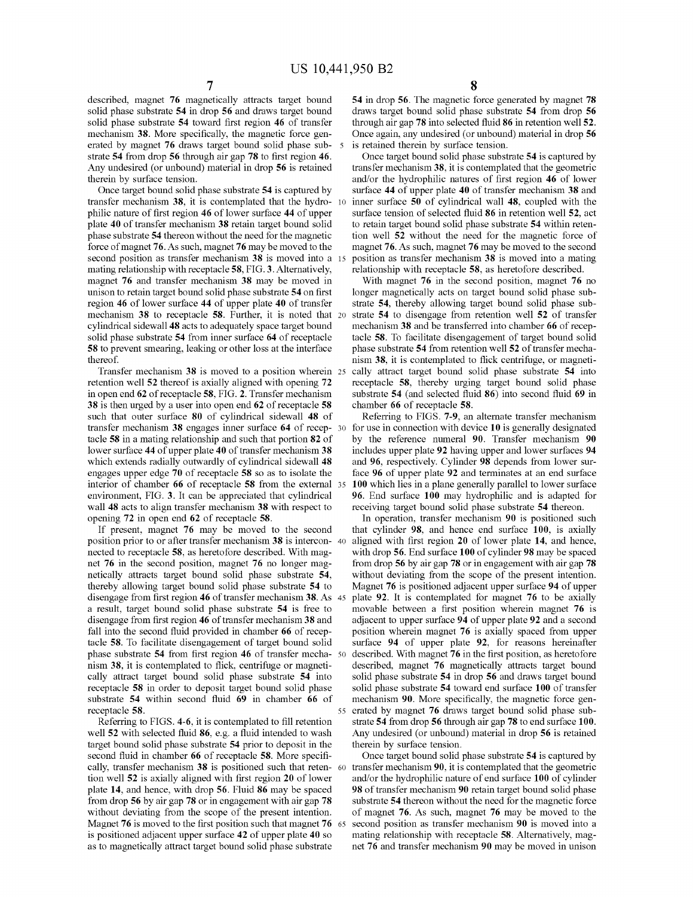described, magnet 76 magnetically attracts target bound solid phase substrate 54 in drop 56 and draws target bound solid phase substrate 54 toward first region 46 of transfer mechanism 38. More specifically, the magnetic force generated by magnet 76 draws target bound solid phase substrate 54 from drop 56 through air gap 78 to first region 46. Any undesired (or unbound) material in drop 56 is retained therein by surface tension.

Once target bound solid phase substrate 54 is captured by transfer mechanism 38, it is contemplated that the hydrophilic nature of first region 46 of lower surface 44 of upper plate 40 of transfer mechanism 38 retain target bound solid phase substrate 54 thereon without the need for the magnetic force of magnet 76. As such, magnet 76 may be moved to the second position as transfer mechanism 38 is moved into a mating relationship with receptacle 58, FIG. 3. Alternatively, magnet 76 and transfer mechanism 38 may be moved in unison to retain target bound solid phase substrate 54 on first region 46 of lower surface 44 of upper plate 40 of transfer mechanism 38 to receptacle 58. Further, it is noted that cylindrical sidewall 48 acts to adequately space target bound solid phase substrate 54 from inner surface 64 of receptacle 58 to prevent smearing, leaking or other loss at the interface thereof.

Transfer mechanism 38 is moved to a position wherein retention well 52 thereof is axially aligned with opening 72 in open end 62 of receptacle 58, FIG. 2. Transfer mechanism 38 is then urged by a user into open end 62 of receptacle 58 such that outer surface 80 of cylindrical sidewall 48 of transfer mechanism 38 engages inner surface 64 of receptacle 58 in a mating relationship and such that portion 82 of lower surface 44 of upper plate 40 of transfer mechanism 38 which extends radially outwardly of cylindrical sidewall 48 engages upper edge 70 of receptacle 58 so as to isolate the interior of chamber 66 of receptacle 58 from the external environment, FIG. 3. It can be appreciated that cylindrical wall 48 acts to align transfer mechanism 38 with respect to opening 72 in open end 62 of receptacle 58.

If present, magnet 76 may be moved to the second position prior to or after transfer mechanism 38 is interconnected to receptacle 58, as heretofore described. With magnet 76 in the second position, magnet 76 no longer magnetically attracts target bound solid phase substrate 54, thereby allowing target bound solid phase substrate 54 to disengage from first region 46 of transfer mechanism 38. As a result, target bound solid phase substrate 54 is free to disengage from first region 46 of transfer mechanism 38 and fall into the second fluid provided in chamber 66 of receptacle 58. To facilitate disengagement of target bound solid phase substrate 54 from first region 46 of transfer mechanism 38, it is contemplated to flick, centrifuge or magnetically attract target bound solid phase substrate 54 into receptacle 58 in order to deposit target bound solid phase substrate 54 within second fluid 69 in chamber 66 of receptacle 58.

Referring to FIGS. 4-6, it is contemplated to fill retention well 52 with selected fluid 86, e.g. a fluid intended to wash target bound solid phase substrate 54 prior to deposit in the second fluid in chamber 66 of receptacle 58. More specifically, transfer mechanism 38 is positioned such that retention well 52 is axially aligned with first region 20 of lower plate 14, and hence, with drop 56. Fluid 86 may be spaced from drop 56 by air gap 78 or in engagement with air gap 78 without deviating from the scope of the present intention. Magnet 76 is moved to the first position such that magnet 76 is positioned adjacent upper surface 42 of upper plate 40 so as to magnetically attract target bound solid phase substrate 54 in drop 56. The magnetic force generated by magnet 78 draws target bound solid phase substrate 54 from drop 56 through air gap 78 into selected fluid 86 in retention well 52. Once again, any undesired (or unbound) material in drop 56 is retained therein by surface tension.

Once target bound solid phase substrate 54 is captured by transfer mechanism 38, it is contemplated that the geometric and/or the hydrophilic natures of first region 46 of lower surface 44 of upper plate 40 of transfer mechanism 38 and inner surface 50 of cylindrical wall 48, coupled with the surface tension of selected fluid 86 in retention well 52, act to retain target bound solid phase substrate 54 within retention well 52 without the need for the magnetic force of magnet 76. As such, magnet 76 may be moved to the second position as transfer mechanism 38 is moved into a mating relationship with receptacle 58, as heretofore described.

With magnet 76 in the second position, magnet 76 no longer magnetically acts on target bound solid phase substrate 54, thereby allowing target bound solid phase substrate 54 to disengage from retention well 52 of transfer mechanism 38 and be transferred into chamber 66 of receptacle 58. To facilitate disengagement of target bound solid phase substrate 54 from retention well 52 of transfer mechanism 38, it is contemplated to flick centrifuge, or magnetically attract target bound solid phase substrate 54 into receptacle 58, thereby urging target bound solid phase substrate 54 (and selected fluid 86) into second fluid 69 in chamber 66 of receptacle 58.

Referring to FIGS. 7-9, an alternate transfer mechanism for use in connection with device 10 is generally designated by the reference numeral 90. Transfer mechanism 90 includes upper plate 92 having upper and lower surfaces 94 and 96, respectively. Cylinder 98 depends from lower surface 96 of upper plate 92 and terminates at an end surface 100 which lies in a plane generally parallel to lower surface 96. End surface 100 may hydrophilic and is adapted for receiving target bound solid phase substrate 54 thereon.

In operation, transfer mechanism 90 is positioned such that cylinder 98, and hence end surface 100, is axially aligned with first region 20 of lower plate 14, and hence, with drop 56. End surface 100 of cylinder 98 may be spaced from drop 56 by air gap 78 or in engagement with air gap 78 without deviating from the scope of the present invention. Magnet 76 is positioned adjacent upper surface 94 of upper plate 92. It is contemplated for magnet 76 to be axially movable between a first position wherein magnet 76 is adjacent to upper surface 94 of upper plate 92 and a second position wherein magnet 76 is axially spaced from upper surface 94 of upper plate 92, for reasons hereinafter described. With magnet 76 in the first position, as heretofore described, magnet 76 magnetically attracts target bound solid phase substrate 54 in drop 56 and draws target bound solid phase substrate 54 toward end surface 100 of transfer mechanism 90. More specifically, the magnetic force generated by magnet 76 draws target bound solid phase substrate 54 from drop 56 through air gap 78 to end surface 100. Any undesired (or unbound) material in drop 56 is retained therein by surface tension.

Once target bound solid phase substrate 54 is captured by transfer mechanism 90, it is contemplated that the geometric and/or the hydrophilic nature of end surface 100 of cylinder 98 of transfer mechanism 90 retain target bound solid phase substrate 54 thereon without the need for the magnetic force of magnet 76. As such, magnet 76 may be moved to the second position as transfer mechanism 90 is moved into a mating relationship with receptacle 58. Alternatively, magnet 76 and transfer mechanism 90 may be moved in unison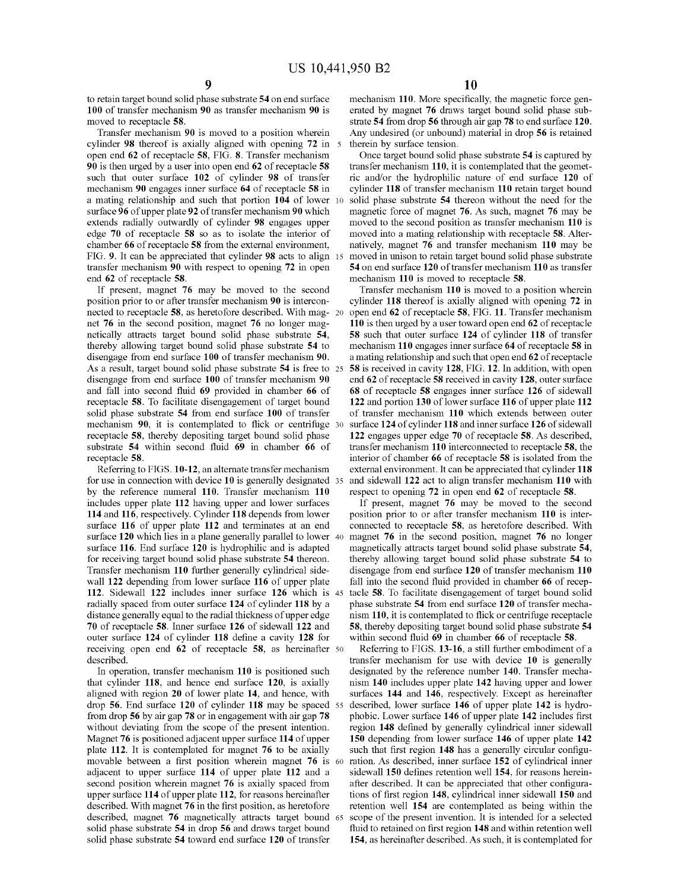to retain target bound solid phase substrate 54 on end surface 100 of transfer mechanism 90 as transfer mechanism 90 is moved to receptacle 58.

Transfer mechanism 90 is moved to a position wherein cylinder 98 thereof is axially aligned with opening 72 in open end 62 of receptacle 58, FIG. 8. Transfer mechanism 90 is then urged by a user into open end 62 of receptacle 58 such that outer surface 102 of cylinder 98 of transfer mechanism 90 engages inner surface 64 of receptacle 58 in a mating relationship and such that portion 104 of lower surface 96 of upper plate 92 of transfer mechanism 90 which extends radially outwardly of cylinder 98 engages upper edge 70 of receptacle 58 so as to isolate the interior of chamber 66 of receptacle 58 from the external environment, FIG. 9. It can be appreciated that cylinder 98 acts to align transfer mechanism 90 with respect to opening 72 in open end 62 of receptacle 58.

If present, magnet 76 may be moved to the second position prior to or after transfer mechanism 90 is interconnected to receptacle 58, as heretofore described. With magnet 76 in the second position, magnet 76 no longer magnetically attracts target bound solid phase substrate 54, thereby allowing target bound solid phase substrate 54 to disengage from end surface 100 of transfer mechanism 90. As a result, target bound solid phase substrate 54 is free to disengage from end surface 100 of transfer mechanism 90 and fall into second fluid 69 provided in chamber 66 of receptacle 58. To facilitate disengagement of target bound solid phase substrate 54 from end surface 100 of transfer mechanism 90, it is contemplated to flick or centrifuge receptacle 58, thereby depositing target bound solid phase substrate 54 within second fluid 69 in chamber 66 of receptacle 58.

Referring to FIGS. 10-12, an alternate transfer mechanism for use in connection with device 10 is generally designated by the reference numeral 110. Transfer mechanism 110 includes upper plate 112 having upper and lower surfaces 114 and 116, respectively. Cylinder 118 depends from lower surface 116 of upper plate 112 and terminates at an end surface 120 which lies in a plane generally parallel to lower surface 116. End surface 120 is hydrophilic and is adapted for receiving target bound solid phase substrate 54 thereon. Transfer mechanism 110 further generally cylindrical sidewall 122 depending from lower surface 116 of upper plate 112. Sidewall 122 includes inner surface 126 which is radially spaced from outer surface 124 of cylinder 118 by a distance generally equal to the radial thickness of upper edge 70 of receptacle 58. Inner surface 126 of sidewall 122 and outer surface 124 of cylinder 118 define a cavity 128 for receiving open end 62 of receptacle 58, as hereinafter described.

In operation, transfer mechanism 110 is positioned such that cylinder 118, and hence end surface 120, is axially aligned with region 20 of lower plate 14, and hence, with drop 56. End surface 120 of cylinder 118 may be spaced from drop 56 by air gap 78 or in engagement with air gap 78 without deviating from the scope of the present intention. Magnet 76 is positioned adjacent upper surface 114 of upper plate 112. It is contemplated for magnet 76 to be axially movable between a first position wherein magnet 76 is adjacent to upper surface 114 of upper plate 112 and a second position wherein magnet 76 is axially spaced from upper surface 114 of upper plate 112, for reasons hereinafter described. With magnet 76 in the first position, as heretofore described, magnet 76 magnetically attracts target bound solid phase substrate 54 in drop 56 and draws target bound solid phase substrate 54 toward end surface 120 of transfer mechanism 110. More specifically, the magnetic force generated by magnet 76 draws target bound solid phase substrate 54 from drop 56 through air gap 78 to end surface 120. Any undesired (or unbound) material in drop 56 is retained therein by surface tension.

Once target bound solid phase substrate 54 is captured by transfer mechanism 110, it is contemplated that the geometric and/or the hydrophilic nature of end surface 120 of cylinder 118 of transfer mechanism 110 retain target bound solid phase substrate 54 thereon without the need for the magnetic force of magnet 76. As such, magnet 76 may be moved to the second position as transfer mechanism 110 is moved into a mating relationship with receptacle 58. Alternatively, magnet 76 and transfer mechanism 110 may be moved in unison to retain target bound solid phase substrate 54 on end surface 120 of transfer mechanism 110 as transfer mechanism 110 is moved to receptacle 58.

Transfer mechanism 110 is moved to a position wherein cylinder 118 thereof is axially aligned with opening 72 in open end 62 of receptacle 58, FIG. 11. Transfer mechanism 110 is then urged by a user toward open end 62 of receptacle 58 such that outer surface 124 of cylinder 118 of transfer mechanism 110 engages inner surface 64 of receptacle 58 in a mating relationship and such that open end 62 of receptacle 58 is received in cavity 128, FIG. 12. In addition, with open end 62 of receptacle 58 received in cavity 128, outer surface 68 of receptacle 58 engages inner surface 126 of sidewall 122 and portion 130 of lower surface 116 of upper plate 112 of transfer mechanism 110 which extends between outer surface 124 of cylinder 118 and inner surface 126 of sidewall 122 engages upper edge 70 of receptacle 58. As described, transfer mechanism 110 interconnected to receptacle 58, the interior of chamber 66 of receptacle 58 is isolated from the external environment. It can be appreciated that cylinder 118 and sidewall 122 act to align transfer mechanism 110 with respect to opening 72 in open end 62 of receptacle 58.

If present, magnet 76 may be moved to the second position prior to or after transfer mechanism 110 is interconnected to receptacle 58, as heretofore described. With magnet 76 in the second position, magnet 76 no longer magnetically attracts target bound solid phase substrate 54, thereby allowing target bound solid phase substrate 54 to disengage from end surface 120 of transfer mechanism 110 fall into the second fluid provided in chamber 66 of receptacle 58. To facilitate disengagement of target bound solid phase substrate 54 from end surface 120 of transfer mechanism 110, it is contemplated to flick or centrifuge receptacle 58, thereby depositing target bound solid phase substrate 54 within second fluid 69 in chamber 66 of receptacle 58.

Referring to FIGS. 13-16, a still further embodiment of a transfer mechanism for use with device 10 is generally designated by the reference number 140. Transfer mechanism 140 includes upper plate 142 having upper and lower surfaces 144 and 146, respectively. Except as hereinafter described, lower surface 146 of upper plate 142 is hydrophobic. Lower surface 146 of upper plate 142 includes first region 148 defined by generally cylindrical inner sidewall 150 depending from lower surface 146 of upper plate 142 such that first region 148 has a generally circular configuration. As described, inner surface 152 of cylindrical inner sidewall 150 defines retention well 154, for reasons hereinafter described. It can be appreciated that other configurations of first region 148, cylindrical inner sidewall 150 and retention well 154 are contemplated as being within the scope of the present invention. It is intended for a selected fluid to retained on first region 148 and within retention well 154, as hereinafter described. As such, it is contemplated for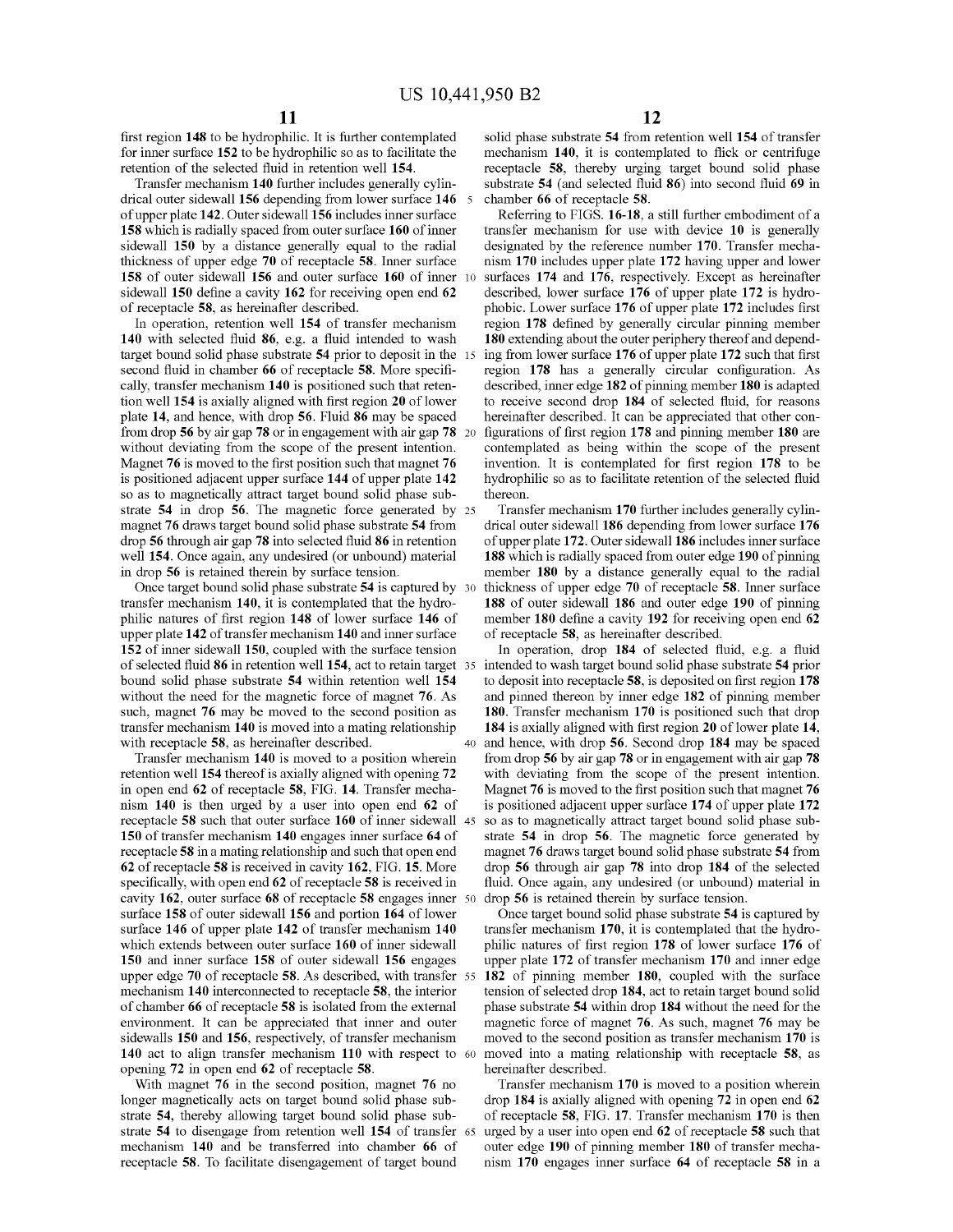first region 148 to be hydrophilic. It is further contemplated for inner surface 152 to be hydrophilic so as to facilitate the retention of the selected fluid in retention well 154.

Transfer mechanism 140 further includes generally cylindrical outer sidewall 156 depending from lower surface 146 of upper plate 142. Outer sidewall 156 includes inner surface 158 which is radially spaced from outer surface 160 of inner sidewall 150 by a distance generally equal to the radial thickness of upper edge 70 of receptacle 58. Inner surface 158 of outer sidewall 156 and outer surface 160 of inner sidewall 150 define a cavity 162 for receiving open end 62 of receptacle 58, as hereinafter described.

In operation, retention well 154 of transfer mechanism 140 with selected fluid 86, e.g. a fluid intended to wash target bound solid phase substrate 54 prior to deposit in the second fluid in chamber 66 of receptacle 58. More specifically, transfer mechanism 140 is positioned such that retention well 154 is axially aligned with first region 20 of lower plate 14, and hence, with drop 56. Fluid 86 may be spaced from drop 56 by air gap 78 or in engagement with air gap 78 without deviating from the scope of the present intention. Magnet 76 is moved to the first position such that magnet 76 is positioned adjacent upper surface 144 of upper plate 142 so as to magnetically attract target bound solid phase substrate 54 in drop 56. The magnetic force generated by magnet 76 draws target bound solid phase substrate 54 from drop 56 through air gap 78 into selected fluid 86 in retention well 154. Once again, any undesired (or unbound) material in drop 56 is retained therein by surface tension.

Once target bound solid phase substrate 54 is captured by transfer mechanism 140, it is contemplated that the hydrophilic natures of first region 148 of lower surface 146 of upper plate 142 of transfer mechanism 140 and inner surface 152 of inner sidewall 150, coupled with the surface tension of selected fluid 86 in retention well 154, act to retain target bound solid phase substrate 54 within retention well 154 without the need for the magnetic force of magnet 76. As such, magnet 76 may be moved to the second position as transfer mechanism 140 is moved into a mating relationship with receptacle 58, as hereinafter described.

Transfer mechanism 140 is moved to a position wherein retention well 154 thereof is axially aligned with opening 72 in open end 62 of receptacle 58, FIG. 14. Transfer mechanism 140 is then urged by a user into open end 62 of receptacle 58 such that outer surface 160 of inner sidewall 150 of transfer mechanism 140 engages inner surface 64 of receptacle 58 in a mating relationship and such that open end 62 of receptacle 58 is received in cavity 162, FIG. 15. More specifically, with open end 62 of receptacle 58 is received in cavity 162, outer surface 68 of receptacle 58 engages inner surface 158 of outer sidewall 156 and portion 164 of lower surface 146 of upper plate 142 of transfer mechanism 140 which extends between outer surface 160 of inner sidewall 150 and inner surface 158 of outer sidewall 156 engages upper edge 70 of receptacle 58. As described, with transfer mechanism 140 interconnected to receptacle 58, the interior of chamber 66 of receptacle 58 is isolated from the external environment. It can be appreciated that inner and outer sidewalls 150 and 156, respectively, of transfer mechanism 140 act to align transfer mechanism 110 with respect to opening 72 in open end 62 of receptacle 58.

With magnet 76 in the second position, magnet 76 no longer magnetically acts on target bound solid phase substrate 54, thereby allowing target bound solid phase substrate 54 to disengage from retention well 154 of transfer mechanism 140 and be transferred into chamber 66 of receptacle 58. To facilitate disengagement of target bound solid phase substrate 54 from retention well 154 of transfer mechanism 140, it is contemplated to flick or centrifuge receptacle 58, thereby urging target bound solid phase substrate 54 (and selected fluid 86) into second fluid 69 in chamber 66 of receptacle 58.

Referring to FIGS. 16-18, a still further embodiment of a transfer mechanism for use with device 10 is generally designated by the reference number 170. Transfer mechanism 170 includes upper plate 172 having upper and lower surfaces 174 and 176, respectively. Except as hereinafter described, lower surface 176 of upper plate 172 is hydrophobic. Lower surface 176 of upper plate 172 includes first region 178 defined by generally circular pinning member 180 extending about the outer periphery thereof and depending from lower surface 176 of upper plate 172 such that first region 178 has a generally circular configuration. As described, inner edge 182 of pinning member 180 is adapted to receive second drop 184 of selected fluid, for reasons hereinafter described. It can be appreciated that other configurations of first region 178 and pinning member 180 are contemplated as being within the scope of the present invention. It is contemplated for first region 178 to be hydrophilic so as to facilitate retention of the selected fluid thereon.

Transfer mechanism 170 further includes generally cylindrical outer sidewall 186 depending from lower surface 176 of upper plate 172. Outer sidewall 186 includes inner surface 188 which is radially spaced from outer edge 190 of pinning member 180 by a distance generally equal to the radial thickness of upper edge 70 of receptacle 58. Inner surface 188 of outer sidewall 186 and outer edge 190 of pinning member 180 define a cavity 192 for receiving open end 62 of receptacle 58, as hereinafter described.

In operation, drop 184 of selected fluid, e.g. a fluid intended to wash target bound solid phase substrate 54 prior to deposit into receptacle 58, is deposited on first region 178 and pinned thereon by inner edge 182 of pinning member 180. Transfer mechanism 170 is positioned such that drop 184 is axially aligned with first region 20 of lower plate 14, and hence, with drop 56. Second drop 184 may be spaced from drop 56 by air gap 78 or in engagement with air gap 78 with deviating from the scope of the present intention. Magnet 76 is moved to the first position such that magnet 76 is positioned adjacent upper surface 174 of upper plate 172 so as to magnetically attract target bound solid phase substrate 54 in drop 56. The magnetic force generated by magnet 76 draws target bound solid phase substrate 54 from drop 56 through air gap 78 into drop 184 of the selected fluid. Once again, any undesired (or unbound) material in drop 56 is retained therein by surface tension.

Once target bound solid phase substrate 54 is captured by transfer mechanism 170, it is contemplated that the hydrophilic natures of first region 178 of lower surface 176 of upper plate 172 of transfer mechanism 170 and inner edge 182 of pinning member 180, coupled with the surface tension of selected drop 184, act to retain target bound solid phase substrate 54 within drop 184 without the need for the magnetic force of magnet 76. As such, magnet 76 may be moved to the second position as transfer mechanism 170 is moved into a mating relationship with receptacle 58, as hereinafter described.

Transfer mechanism 170 is moved to a position wherein drop 184 is axially aligned with opening 72 in open end 62 of receptacle 58, FIG. 17. Transfer mechanism 170 is then urged by a user into open end 62 of receptacle 58 such that outer edge 190 of pinning member 180 of transfer mechanism 170 engages inner surface 64 of receptacle 58 in a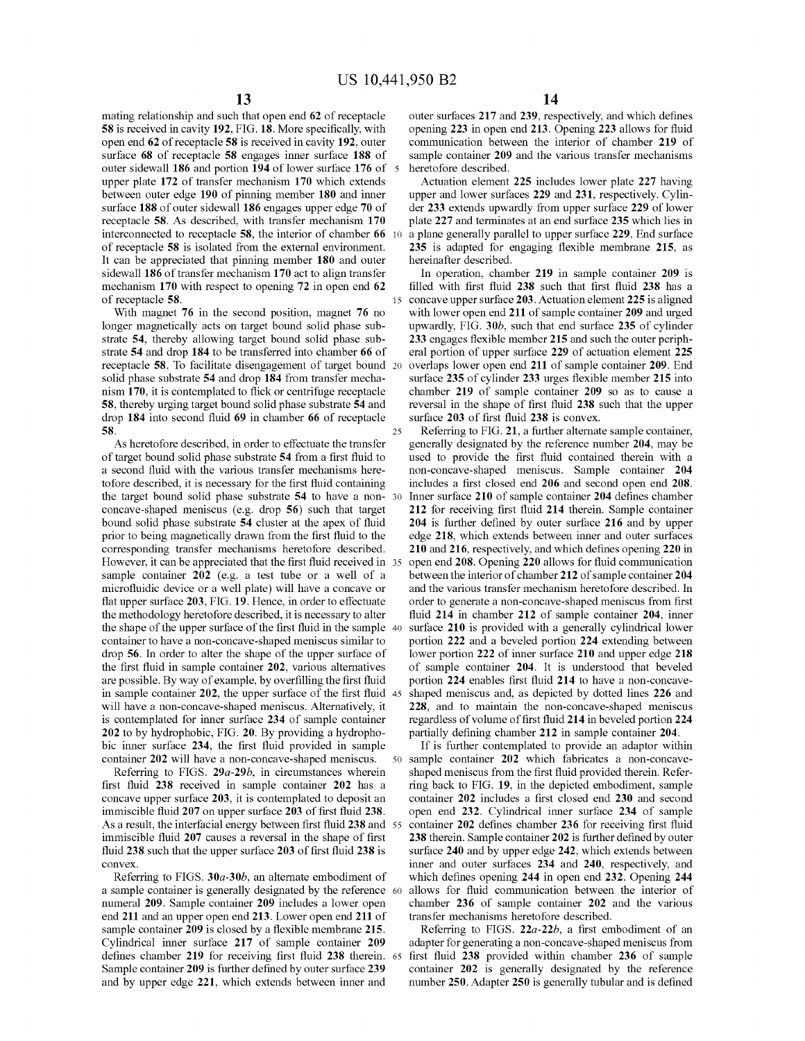mating relationship and such that open end **62** of receptacle **58** is received in cavity **192**, FIG. **18**. More specifically, with open end **62** of receptacle **58** is received in cavity **192**, outer surface **68** of receptacle **58** engages inner surface **188** of outer sidewall **186** and portion **194** of lower surface **176** of upper plate **172** of transfer mechanism **170** which extends between outer edge **190** of pinning member **180** and inner surface **188** of outer sidewall **186** engages upper edge **70** of receptacle **58**. As described, with transfer mechanism **170** interconnected to receptacle **58**, the interior of chamber **66** of receptacle **58** is isolated from the external environment. It can be appreciated that pinning member **180** and outer sidewall **186** of transfer mechanism **170** act to align transfer mechanism **170** with respect to opening **72** in open end **62** of receptacle **58**.

With magnet **76** in the second position, magnet **76** no longer magnetically acts on target bound solid phase substrate **54**, thereby allowing target bound solid phase substrate **54** and drop **184** to be transferred into chamber **66** of receptacle **58**. To facilitate disengagement of target bound solid phase substrate **54** and drop **184** from transfer mechanism **170**, it is contemplated to flick or centrifuge receptacle **58**, thereby urging target bound solid phase substrate **54** and drop **184** into second fluid **69** in chamber **66** of receptacle **58**.

As heretofore described, in order to effectuate the transfer of target bound solid phase substrate **54** from a first fluid to a second fluid with the various transfer mechanisms heretofore described, it is necessary for the first fluid containing the target bound solid phase substrate **54** to have a non-concave-shaped meniscus (e.g. drop **56**) such that target bound solid phase substrate **54** cluster at the apex of fluid prior to being magnetically drawn from the first fluid to the corresponding transfer mechanisms heretofore described. However, it can be appreciated that the first fluid received in sample container **202** (e.g. a test tube or a well of a microfluidic device or a well plate) will have a concave or flat upper surface **203**, FIG. **19**. Hence, in order to effectuate the methodology heretofore described, it is necessary to alter the shape of the upper surface of the first fluid in the sample container to have a non-concave-shaped meniscus similar to drop **56**. In order to alter the shape of the upper surface of the first fluid in sample container **202**, various alternatives are possible. By way of example, by overfilling the first fluid in sample container **202**, the upper surface of the first fluid will have a non-concave-shaped meniscus. Alternatively, it is contemplated for inner surface **234** of sample container **202** to by hydrophobic, FIG. **20**. By providing a hydrophobic inner surface **234**, the first fluid provided in sample container **202** will have a non-concave-shaped meniscus.

Referring to FIGS. **29a-29b**, in circumstances wherein first fluid **238** received in sample container **202** has a concave upper surface **203**, it is contemplated to deposit an immiscible fluid **207** on upper surface **203** of first fluid **238**. As a result, the interfacial energy between first fluid **238** and immiscible fluid **207** causes a reversal in the shape of first fluid **238** such that the upper surface **203** of first fluid **238** is convex.

Referring to FIGS. **30a-30b**, an alternate embodiment of a sample container is generally designated by the reference numeral **209**. Sample container **209** includes a lower open end **211** and an upper open end **213**. Lower open end **211** of sample container **209** is closed by a flexible membrane **215**. Cylindrical inner surface **217** of sample container **209** defines chamber **219** for receiving first fluid **238** therein. Sample container **209** is further defined by outer surface **239** and by upper edge **221**, which extends between inner and outer surfaces **217** and **239**, respectively, and which defines opening **223** in open end **213**. Opening **223** allows for fluid communication between the interior of chamber **219** of sample container **209** and the various transfer mechanisms heretofore described.

Actuation element **225** includes lower plate **227** having upper and lower surfaces **229** and **231**, respectively. Cylinder **233** extends upwardly from upper surface **229** of lower plate **227** and terminates at an end surface **235** which lies in a plane generally parallel to upper surface **229**. End surface **235** is adapted for engaging flexible membrane **215**, as hereinafter described.

In operation, chamber **219** in sample container **209** is filled with first fluid **238** such that first fluid **238** has a concave upper surface **203**. Actuation element **225** is aligned with lower open end **211** of sample container **209** and urged upwardly, FIG. **30b**, such that end surface **235** of cylinder **233** engages flexible member **215** and such the outer peripheral portion of upper surface **229** of actuation element **225** overlaps lower open end **211** of sample container **209**. End surface **235** of cylinder **233** urges flexible member **215** into chamber **209** of sample container **209** so as to cause a reversal in the shape of first fluid **238** such that the upper surface **203** of first fluid **238** is convex.

Referring to FIG. **21**, a further alternate sample container, generally designated by the reference number **204**, may be used to provide the first fluid contained therein with a non-concave-shaped meniscus. Sample container **204** includes a first closed end **206** and second open end **208**. Inner surface **210** of sample container **204** defines chamber **212** for receiving first fluid **214** therein. Sample container **204** is further defined by outer surface **216** and by upper edge **218**, which extends between inner and outer surfaces **210** and **216**, respectively, and which defines opening **220** in open end **208**. Opening **220** allows for fluid communication between the interior of chamber **212** of sample container **204** and the various transfer mechanism heretofore described. In order to generate a non-concave-shaped meniscus from first fluid **214** in chamber **212** of sample container **204**, inner surface **210** is provided with a generally cylindrical lower portion **222** and a beveled portion **224** extending between lower portion **222** of inner surface **210** and upper edge **218** of sample container **204**. It is understood that beveled portion **224** enables first fluid **214** to have a non-concave-shaped meniscus and, as depicted by dotted lines **226** and **228**, and to maintain the non-concave-shaped meniscus regardless of volume of first fluid **214** in beveled portion **224** partially defining chamber **212** in sample container **204**.

If is further contemplated to provide an adaptor within sample container **202** which fabricates a non-concave-shaped meniscus from the first fluid provided therein. Referring back to FIG. **19**, in the depicted embodiment, sample container **202** includes a first closed end **230** and second open end **232**. Cylindrical inner surface **234** of sample container **202** defines chamber **236** for receiving first fluid **238** therein. Sample container **202** is further defined by outer surface **240** and by upper edge **242**, which extends between inner and outer surfaces **234** and **240**, respectively, and which defines opening **244** in open end **232**. Opening **244** allows for fluid communication between the interior of chamber **236** of sample container **202** and the various transfer mechanisms heretofore described.

Referring to FIGS. **22a-22b**, a first embodiment of an adapter for generating a non-concave-shaped meniscus from first fluid **238** provided within chamber **236** of sample container **202** is generally designated by the reference number **250**. Adapter **250** is generally tubular and is defined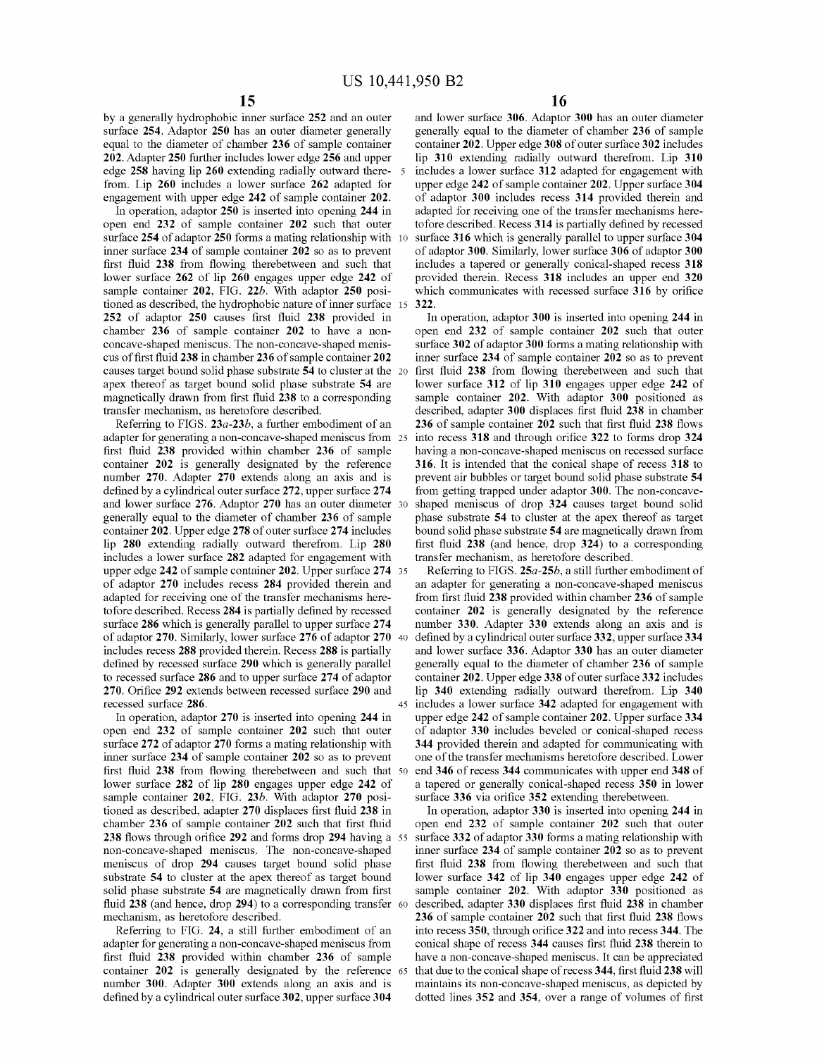by a generally hydrophobic inner surface 252 and an outer surface 254. Adaptor 250 has an outer diameter generally equal to the diameter of chamber 236 of sample container 202. Adapter 250 further includes lower edge 256 and upper edge 258 having lip 260 extending radially outward therefrom. Lip 260 includes a lower surface 262 adapted for engagement with upper edge 242 of sample container 202.

In operation, adaptor 250 is inserted into opening 244 in open end 232 of sample container 202 such that outer surface 254 of adaptor 250 forms a mating relationship with inner surface 234 of sample container 202 so as to prevent first fluid 238 from flowing therebetween and such that lower surface 262 of lip 260 engages upper edge 242 of sample container 202, FIG. 22*b*. With adaptor 250 positioned as described, the hydrophobic nature of inner surface 252 of adaptor 250 causes first fluid 238 provided in chamber 236 of sample container 202 to have a non-concave-shaped meniscus. The non-concave-shaped meniscus of first fluid 238 in chamber 236 of sample container 202 causes target bound solid phase substrate 54 to cluster at the apex thereof as target bound solid phase substrate 54 are magnetically drawn from first fluid 238 to a corresponding transfer mechanism, as heretofore described.

Referring to FIGS. 23*a*-23*b*, a further embodiment of an adapter for generating a non-concave-shaped meniscus from first fluid 238 provided within chamber 236 of sample container 202 is generally designated by the reference number 270. Adapter 270 extends along an axis and is defined by a cylindrical outer surface 272, upper surface 274 and lower surface 276. Adaptor 270 has an outer diameter generally equal to the diameter of chamber 236 of sample container 202. Upper edge 278 of outer surface 274 includes lip 280 extending radially outward therefrom. Lip 280 includes a lower surface 282 adapted for engagement with upper edge 242 of sample container 202. Upper surface 274 of adaptor 270 includes recess 284 provided therein and adapted for receiving one of the transfer mechanisms heretofore described. Recess 284 is partially defined by recessed surface 286 which is generally parallel to upper surface 274 of adaptor 270. Similarly, lower surface 276 of adaptor 270 includes recess 288 provided therein. Recess 288 is partially defined by recessed surface 290 which is generally parallel to recessed surface 286 and to upper surface 274 of adaptor 270. Orifice 292 extends between recessed surface 290 and recessed surface 286.

In operation, adaptor 270 is inserted into opening 244 in open end 232 of sample container 202 such that outer surface 272 of adaptor 270 forms a mating relationship with inner surface 234 of sample container 202 so as to prevent first fluid 238 from flowing therebetween and such that lower surface 282 of lip 280 engages upper edge 242 of sample container 202, FIG. 23*b*. With adaptor 270 positioned as described, adapter 270 displaces first fluid 238 in chamber 236 of sample container 202 such that first fluid 238 flows through orifice 292 and forms drop 294 having a non-concave-shaped meniscus. The non-concave-shaped meniscus of drop 294 causes target bound solid phase substrate 54 to cluster at the apex thereof as target bound solid phase substrate 54 are magnetically drawn from first fluid 238 (and hence, drop 294) to a corresponding transfer mechanism, as heretofore described.

Referring to FIG. 24, a still further embodiment of an adapter for generating a non-concave-shaped meniscus from first fluid 238 provided within chamber 236 of sample container 202 is generally designated by the reference number 300. Adapter 300 extends along an axis and is defined by a cylindrical outer surface 302, upper surface 304 and lower surface 306. Adaptor 300 has an outer diameter generally equal to the diameter of chamber 236 of sample container 202. Upper edge 308 of outer surface 302 includes lip 310 extending radially outward therefrom. Lip 310 includes a lower surface 312 adapted for engagement with upper edge 242 of sample container 202. Upper surface 304 of adaptor 300 includes recess 314 provided therein and adapted for receiving one of the transfer mechanisms heretofore described. Recess 314 is partially defined by recessed surface 316 which is generally parallel to upper surface 304 of adaptor 300. Similarly, lower surface 306 of adaptor 300 includes a tapered or generally conical-shaped recess 318 provided therein. Recess 318 includes an upper end 320 which communicates with recessed surface 316 by orifice 322.

In operation, adaptor 300 is inserted into opening 244 in open end 232 of sample container 202 such that outer surface 302 of adaptor 300 forms a mating relationship with inner surface 234 of sample container 202 so as to prevent first fluid 238 from flowing therebetween and such that lower surface 312 of lip 310 engages upper edge 242 of sample container 202. With adaptor 300 positioned as described, adapter 300 displaces first fluid 238 in chamber 236 of sample container 202 such that first fluid 238 flows into recess 318 and through orifice 322 to forms drop 324 having a non-concave-shaped meniscus on recessed surface 316. It is intended that the conical shape of recess 318 to prevent air bubbles or target bound solid phase substrate 54 from getting trapped under adaptor 300. The non-concave-shaped meniscus of drop 324 causes target bound solid phase substrate 54 to cluster at the apex thereof as target bound solid phase substrate 54 are magnetically drawn from first fluid 238 (and hence, drop 324) to a corresponding transfer mechanism, as heretofore described.

Referring to FIGS. 25*a*-25*b*, a still further embodiment of an adapter for generating a non-concave-shaped meniscus from first fluid 238 provided within chamber 236 of sample container 202 is generally designated by the reference number 330. Adapter 330 extends along an axis and is defined by a cylindrical outer surface 332, upper surface 334 and lower surface 336. Adaptor 330 has an outer diameter generally equal to the diameter of chamber 236 of sample container 202. Upper edge 338 of outer surface 332 includes lip 340 extending radially outward therefrom. Lip 340 includes a lower surface 342 adapted for engagement with upper edge 242 of sample container 202. Upper surface 334 of adaptor 330 includes beveled or conical-shaped recess 344 provided therein and adapted for communicating with one of the transfer mechanisms heretofore described. Lower end 346 of recess 344 communicates with upper end 348 of a tapered or generally conical-shaped recess 350 in lower surface 336 via orifice 352 extending therebetween.

In operation, adaptor 330 is inserted into opening 244 in open end 232 of sample container 202 such that outer surface 332 of adaptor 330 forms a mating relationship with inner surface 234 of sample container 202 so as to prevent first fluid 238 from flowing therebetween and such that lower surface 342 of lip 340 engages upper edge 242 of sample container 202. With adaptor 330 positioned as described, adapter 330 displaces first fluid 238 in chamber 236 of sample container 202 such that first fluid 238 flows into recess 350, through orifice 322 and into recess 344. The conical shape of recess 344 causes first fluid 238 therein to have a non-concave-shaped meniscus. It can be appreciated that due to the conical shape of recess 344, first fluid 238 will maintains its non-concave-shaped meniscus, as depicted by dotted lines 352 and 354, over a range of volumes of first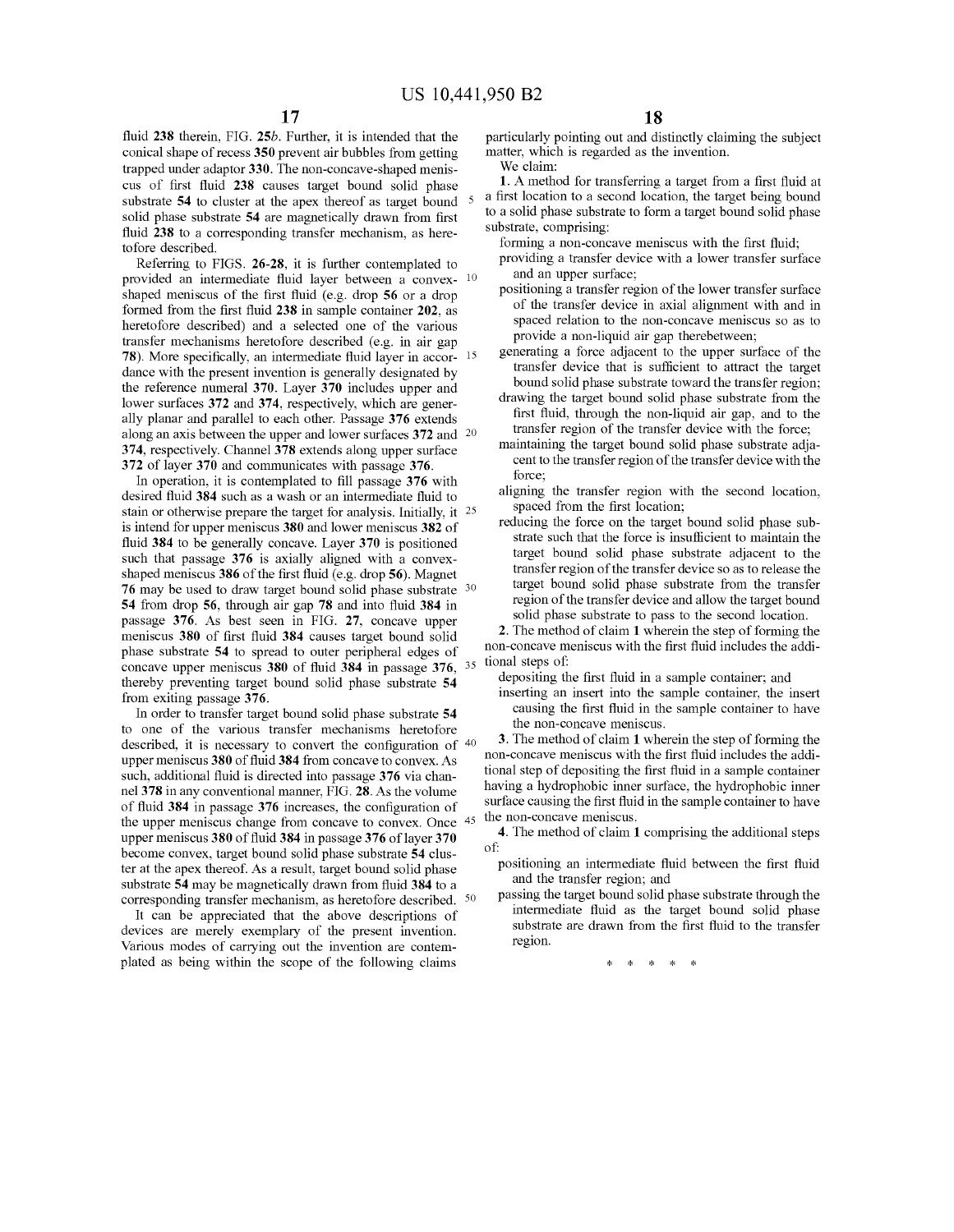fluid **238** therein, FIG. **25***b*. Further, it is intended that the conical shape of recess **350** prevent air bubbles from getting trapped under adaptor **330**. The non-concave-shaped meniscus of first fluid **238** causes target bound solid phase substrate **54** to cluster at the apex thereof as target bound solid phase substrate **54** are magnetically drawn from first fluid **238** to a corresponding transfer mechanism, as heretofore described.

Referring to FIGS. **26**-**28**, it is further contemplated to provided an intermediate fluid layer between a convex-shaped meniscus of the first fluid (e.g. drop **56** or a drop formed from the first fluid **238** in sample container **202**, as heretofore described) and a selected one of the various transfer mechanisms heretofore described (e.g. in air gap **78**). More specifically, an intermediate fluid layer in accordance with the present invention is generally designated by the reference numeral **370**. Layer **370** includes upper and lower surfaces **372** and **374**, respectively, which are generally planar and parallel to each other. Passage **376** extends along an axis between the upper and lower surfaces **372** and **374**, respectively. Channel **378** extends along upper surface **372** of layer **370** and communicates with passage **376**.

In operation, it is contemplated to fill passage **376** with desired fluid **384** such as a wash or an intermediate fluid to stain or otherwise prepare the target for analysis. Initially, it is intend for upper meniscus **380** and lower meniscus **382** of fluid **384** to be generally concave. Layer **370** is positioned such that passage **376** is axially aligned with a convex-shaped meniscus **386** of the first fluid (e.g. drop **56**). Magnet **76** may be used to draw target bound solid phase substrate **54** from drop **56**, through air gap **78** and into fluid **384** in passage **376**. As best seen in FIG. **27**, concave upper meniscus **380** of first fluid **384** causes target bound solid phase substrate **54** to spread to outer peripheral edges of concave upper meniscus **380** of fluid **384** in passage **376**, thereby preventing target bound solid phase substrate **54** from exiting passage **376**.

In order to transfer target bound solid phase substrate **54** to one of the various transfer mechanisms heretofore described, it is necessary to convert the configuration of upper meniscus **380** of fluid **384** from concave to convex. As such, additional fluid is directed into passage **376** via channel **378** in any conventional manner, FIG. **28**. As the volume of fluid **384** in passage **376** increases, the configuration of the upper meniscus change from concave to convex. Once upper meniscus **380** of fluid **384** in passage **376** of layer **370** become convex, target bound solid phase substrate **54** cluster at the apex thereof. As a result, target bound solid phase substrate **54** may be magnetically drawn from fluid **384** to a corresponding transfer mechanism, as heretofore described.

It can be appreciated that the above descriptions of devices are merely exemplary of the present invention. Various modes of carrying out the invention are contemplated as being within the scope of the following claims particularly pointing out and distinctly claiming the subject matter, which is regarded as the invention.

We claim:

1. A method for transferring a target from a first fluid at a first location to a second location, the target being bound to a solid phase substrate to form a target bound solid phase substrate, comprising:
   - forming a non-concave meniscus with the first fluid;
   - providing a transfer device with a lower transfer surface and an upper surface;
   - positioning a transfer region of the lower transfer surface of the transfer device in axial alignment with and in spaced relation to the non-concave meniscus so as to provide a non-liquid air gap therebetween;
   - generating a force adjacent to the upper surface of the transfer device that is sufficient to attract the target bound solid phase substrate toward the transfer region;
   - drawing the target bound solid phase substrate from the first fluid, through the non-liquid air gap, and to the transfer region of the transfer device with the force;
   - maintaining the target bound solid phase substrate adjacent to the transfer region of the transfer device with the force;
   - aligning the transfer region with the second location, spaced from the first location;
   - reducing the force on the target bound solid phase substrate such that the force is insufficient to maintain the target bound solid phase substrate adjacent to the transfer region of the transfer device so as to release the target bound solid phase substrate from the transfer region of the transfer device and allow the target bound solid phase substrate to pass to the second location.

2. The method of claim 1 wherein the step of forming the non-concave meniscus with the first fluid includes the additional steps of:
   - depositing the first fluid in a sample container; and
   - inserting an insert into the sample container, the insert causing the first fluid in the sample container to have the non-concave meniscus.

3. The method of claim 1 wherein the step of forming the non-concave meniscus with the first fluid includes the additional step of depositing the first fluid in a sample container having a hydrophobic inner surface, the hydrophobic inner surface causing the first fluid in the sample container to have the non-concave meniscus.

4. The method of claim 1 comprising the additional steps of:
   - positioning an intermediate fluid between the first fluid and the transfer region; and
   - passing the target bound solid phase substrate through the intermediate fluid as the target bound solid phase substrate are drawn from the first fluid to the transfer region.

* * * * *